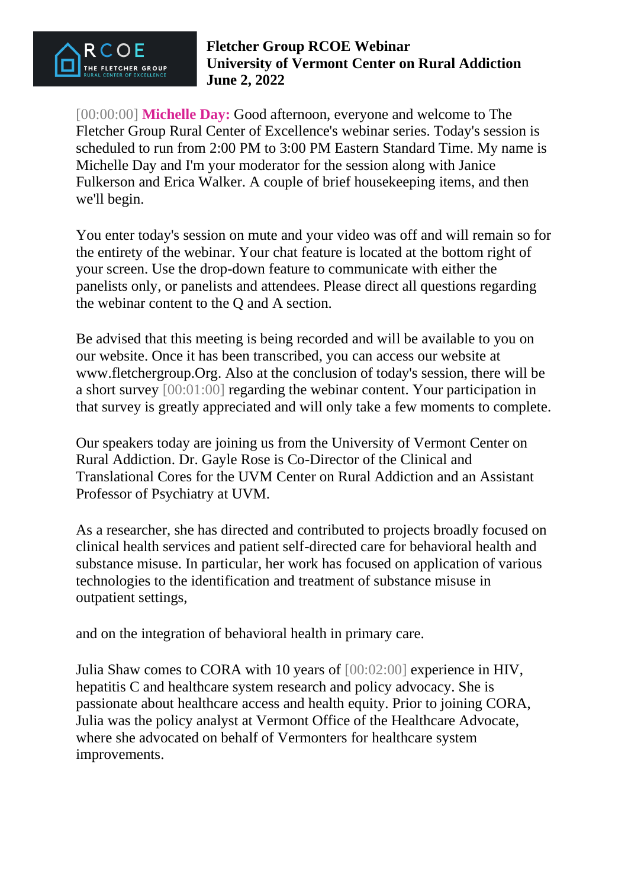**Fletcher Group RCOE Webinar**
**University of Vermont Center on Rural Addiction**
**June 2, 2022**

[00:00:00] **Michelle Day:** Good afternoon, everyone and welcome to The Fletcher Group Rural Center of Excellence's webinar series. Today's session is scheduled to run from 2:00 PM to 3:00 PM Eastern Standard Time. My name is Michelle Day and I'm your moderator for the session along with Janice Fulkerson and Erica Walker. A couple of brief housekeeping items, and then we'll begin.

You enter today's session on mute and your video was off and will remain so for the entirety of the webinar. Your chat feature is located at the bottom right of your screen. Use the drop-down feature to communicate with either the panelists only, or panelists and attendees. Please direct all questions regarding the webinar content to the Q and A section.

Be advised that this meeting is being recorded and will be available to you on our website. Once it has been transcribed, you can access our website at www.fletchergroup.Org. Also at the conclusion of today's session, there will be a short survey [00:01:00] regarding the webinar content. Your participation in that survey is greatly appreciated and will only take a few moments to complete.

Our speakers today are joining us from the University of Vermont Center on Rural Addiction. Dr. Gayle Rose is Co-Director of the Clinical and Translational Cores for the UVM Center on Rural Addiction and an Assistant Professor of Psychiatry at UVM.

As a researcher, she has directed and contributed to projects broadly focused on clinical health services and patient self-directed care for behavioral health and substance misuse. In particular, her work has focused on application of various technologies to the identification and treatment of substance misuse in outpatient settings,

and on the integration of behavioral health in primary care.

Julia Shaw comes to CORA with 10 years of [00:02:00] experience in HIV, hepatitis C and healthcare system research and policy advocacy. She is passionate about healthcare access and health equity. Prior to joining CORA, Julia was the policy analyst at Vermont Office of the Healthcare Advocate, where she advocated on behalf of Vermonters for healthcare system improvements.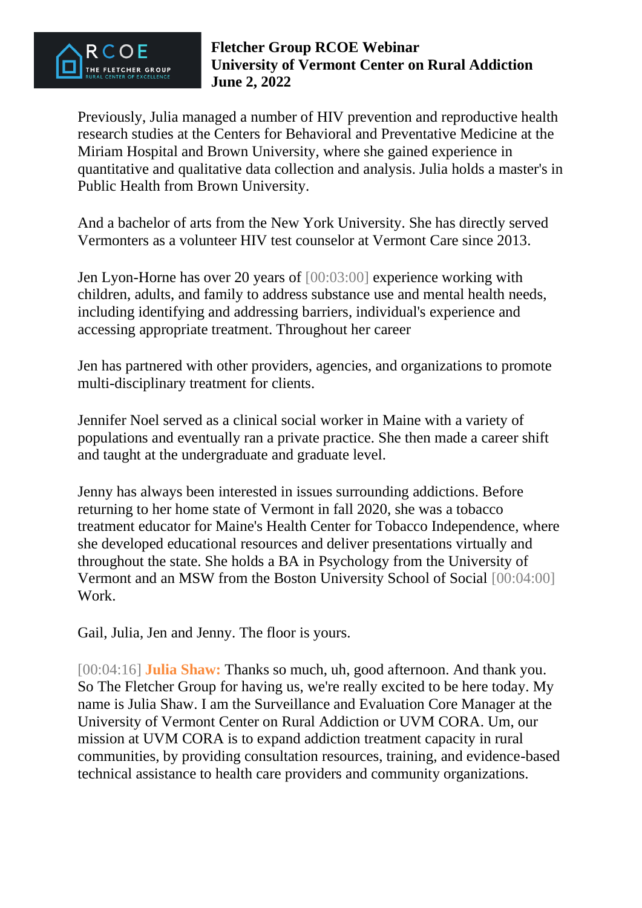Previously, Julia managed a number of HIV prevention and reproductive health research studies at the Centers for Behavioral and Preventative Medicine at the Miriam Hospital and Brown University, where she gained experience in quantitative and qualitative data collection and analysis. Julia holds a master's in Public Health from Brown University.

And a bachelor of arts from the New York University. She has directly served Vermonters as a volunteer HIV test counselor at Vermont Care since 2013.

Jen Lyon-Horne has over 20 years of [00:03:00] experience working with children, adults, and family to address substance use and mental health needs, including identifying and addressing barriers, individual's experience and accessing appropriate treatment. Throughout her career

Jen has partnered with other providers, agencies, and organizations to promote multi-disciplinary treatment for clients.

Jennifer Noel served as a clinical social worker in Maine with a variety of populations and eventually ran a private practice. She then made a career shift and taught at the undergraduate and graduate level.

Jenny has always been interested in issues surrounding addictions. Before returning to her home state of Vermont in fall 2020, she was a tobacco treatment educator for Maine's Health Center for Tobacco Independence, where she developed educational resources and deliver presentations virtually and throughout the state. She holds a BA in Psychology from the University of Vermont and an MSW from the Boston University School of Social [00:04:00] Work.

Gail, Julia, Jen and Jenny. The floor is yours.

[00:04:16] **Julia Shaw:** Thanks so much, uh, good afternoon. And thank you. So The Fletcher Group for having us, we're really excited to be here today. My name is Julia Shaw. I am the Surveillance and Evaluation Core Manager at the University of Vermont Center on Rural Addiction or UVM CORA. Um, our mission at UVM CORA is to expand addiction treatment capacity in rural communities, by providing consultation resources, training, and evidence-based technical assistance to health care providers and community organizations.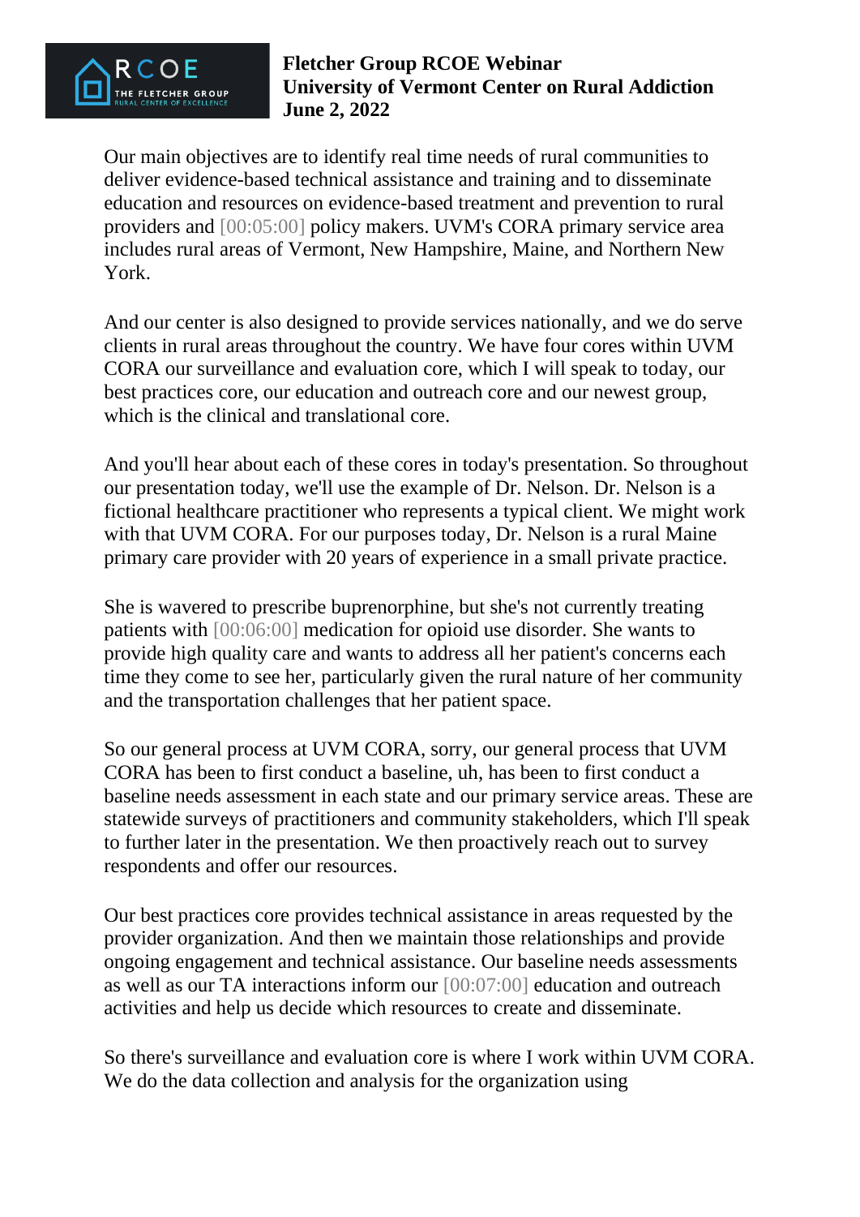Our main objectives are to identify real time needs of rural communities to deliver evidence-based technical assistance and training and to disseminate education and resources on evidence-based treatment and prevention to rural providers and [00:05:00] policy makers. UVM's CORA primary service area includes rural areas of Vermont, New Hampshire, Maine, and Northern New York.

And our center is also designed to provide services nationally, and we do serve clients in rural areas throughout the country. We have four cores within UVM CORA our surveillance and evaluation core, which I will speak to today, our best practices core, our education and outreach core and our newest group, which is the clinical and translational core.

And you'll hear about each of these cores in today's presentation. So throughout our presentation today, we'll use the example of Dr. Nelson. Dr. Nelson is a fictional healthcare practitioner who represents a typical client. We might work with that UVM CORA. For our purposes today, Dr. Nelson is a rural Maine primary care provider with 20 years of experience in a small private practice.

She is wavered to prescribe buprenorphine, but she's not currently treating patients with [00:06:00] medication for opioid use disorder. She wants to provide high quality care and wants to address all her patient's concerns each time they come to see her, particularly given the rural nature of her community and the transportation challenges that her patient space.

So our general process at UVM CORA, sorry, our general process that UVM CORA has been to first conduct a baseline, uh, has been to first conduct a baseline needs assessment in each state and our primary service areas. These are statewide surveys of practitioners and community stakeholders, which I'll speak to further later in the presentation. We then proactively reach out to survey respondents and offer our resources.

Our best practices core provides technical assistance in areas requested by the provider organization. And then we maintain those relationships and provide ongoing engagement and technical assistance. Our baseline needs assessments as well as our TA interactions inform our [00:07:00] education and outreach activities and help us decide which resources to create and disseminate.

So there's surveillance and evaluation core is where I work within UVM CORA. We do the data collection and analysis for the organization using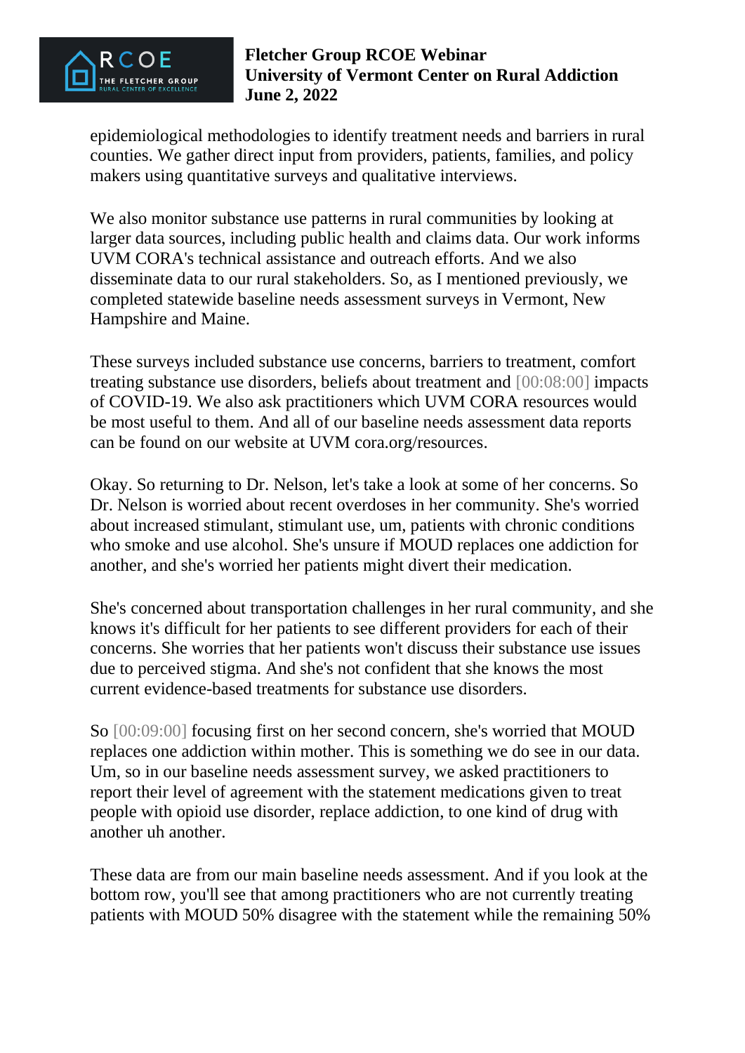epidemiological methodologies to identify treatment needs and barriers in rural counties. We gather direct input from providers, patients, families, and policy makers using quantitative surveys and qualitative interviews.

We also monitor substance use patterns in rural communities by looking at larger data sources, including public health and claims data. Our work informs UVM CORA's technical assistance and outreach efforts. And we also disseminate data to our rural stakeholders. So, as I mentioned previously, we completed statewide baseline needs assessment surveys in Vermont, New Hampshire and Maine.

These surveys included substance use concerns, barriers to treatment, comfort treating substance use disorders, beliefs about treatment and [00:08:00] impacts of COVID-19. We also ask practitioners which UVM CORA resources would be most useful to them. And all of our baseline needs assessment data reports can be found on our website at UVM cora.org/resources.

Okay. So returning to Dr. Nelson, let's take a look at some of her concerns. So Dr. Nelson is worried about recent overdoses in her community. She's worried about increased stimulant, stimulant use, um, patients with chronic conditions who smoke and use alcohol. She's unsure if MOUD replaces one addiction for another, and she's worried her patients might divert their medication.

She's concerned about transportation challenges in her rural community, and she knows it's difficult for her patients to see different providers for each of their concerns. She worries that her patients won't discuss their substance use issues due to perceived stigma. And she's not confident that she knows the most current evidence-based treatments for substance use disorders.

So [00:09:00] focusing first on her second concern, she's worried that MOUD replaces one addiction within mother. This is something we do see in our data. Um, so in our baseline needs assessment survey, we asked practitioners to report their level of agreement with the statement medications given to treat people with opioid use disorder, replace addiction, to one kind of drug with another uh another.

These data are from our main baseline needs assessment. And if you look at the bottom row, you'll see that among practitioners who are not currently treating patients with MOUD 50% disagree with the statement while the remaining 50%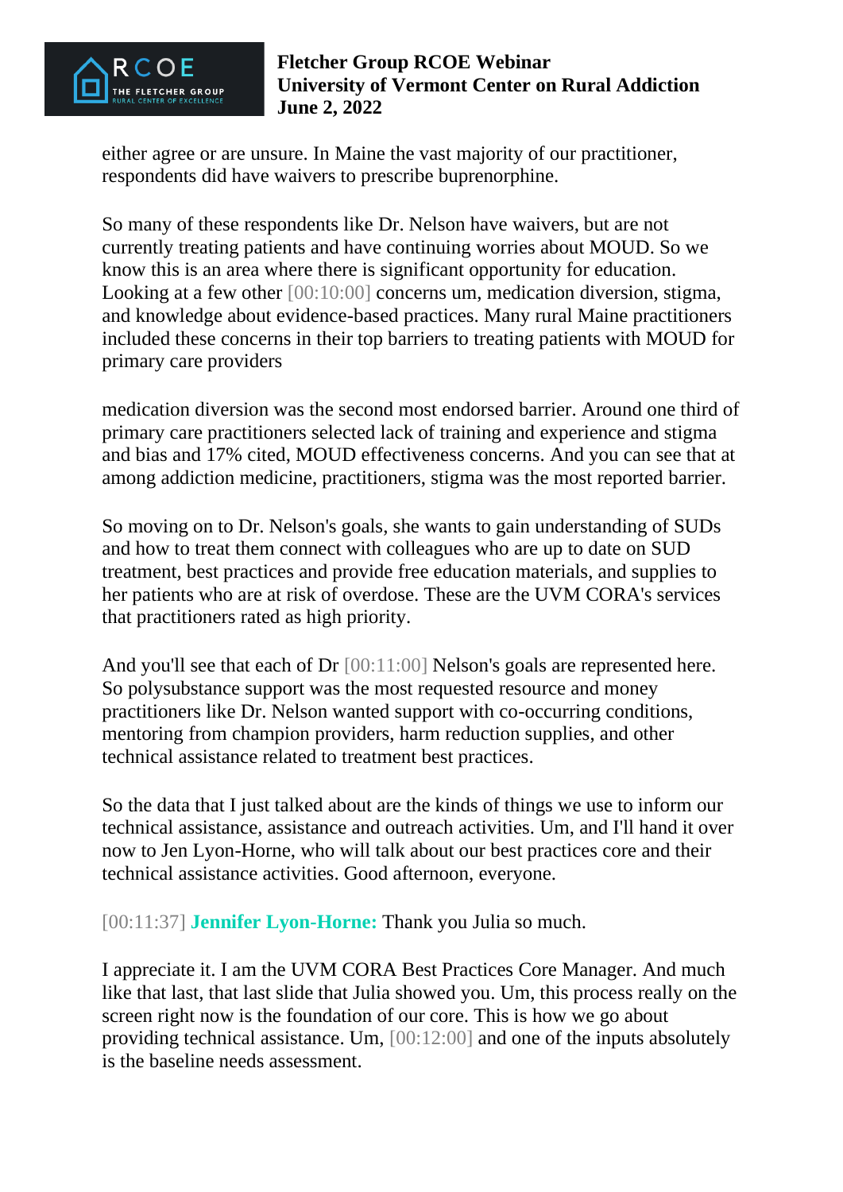either agree or are unsure. In Maine the vast majority of our practitioner, respondents did have waivers to prescribe buprenorphine.

So many of these respondents like Dr. Nelson have waivers, but are not currently treating patients and have continuing worries about MOUD. So we know this is an area where there is significant opportunity for education. Looking at a few other [00:10:00] concerns um, medication diversion, stigma, and knowledge about evidence-based practices. Many rural Maine practitioners included these concerns in their top barriers to treating patients with MOUD for primary care providers

medication diversion was the second most endorsed barrier. Around one third of primary care practitioners selected lack of training and experience and stigma and bias and 17% cited, MOUD effectiveness concerns. And you can see that at among addiction medicine, practitioners, stigma was the most reported barrier.

So moving on to Dr. Nelson's goals, she wants to gain understanding of SUDs and how to treat them connect with colleagues who are up to date on SUD treatment, best practices and provide free education materials, and supplies to her patients who are at risk of overdose. These are the UVM CORA's services that practitioners rated as high priority.

And you'll see that each of Dr [00:11:00] Nelson's goals are represented here. So polysubstance support was the most requested resource and money practitioners like Dr. Nelson wanted support with co-occurring conditions, mentoring from champion providers, harm reduction supplies, and other technical assistance related to treatment best practices.

So the data that I just talked about are the kinds of things we use to inform our technical assistance, assistance and outreach activities. Um, and I'll hand it over now to Jen Lyon-Horne, who will talk about our best practices core and their technical assistance activities. Good afternoon, everyone.

[00:11:37] **Jennifer Lyon-Horne:** Thank you Julia so much.

I appreciate it. I am the UVM CORA Best Practices Core Manager. And much like that last, that last slide that Julia showed you. Um, this process really on the screen right now is the foundation of our core. This is how we go about providing technical assistance. Um, [00:12:00] and one of the inputs absolutely is the baseline needs assessment.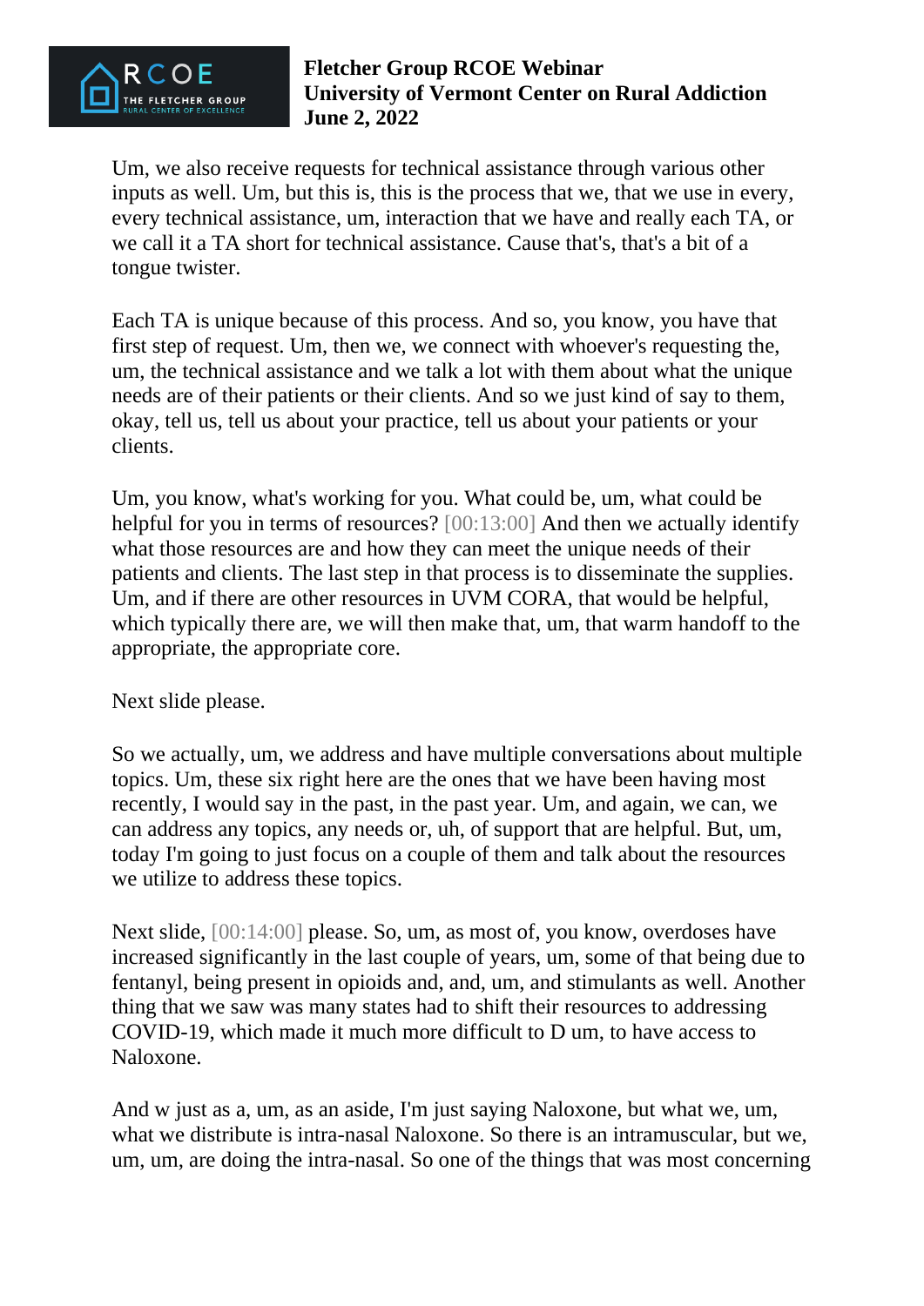Um, we also receive requests for technical assistance through various other inputs as well. Um, but this is, this is the process that we, that we use in every, every technical assistance, um, interaction that we have and really each TA, or we call it a TA short for technical assistance. Cause that's, that's a bit of a tongue twister.

Each TA is unique because of this process. And so, you know, you have that first step of request. Um, then we, we connect with whoever's requesting the, um, the technical assistance and we talk a lot with them about what the unique needs are of their patients or their clients. And so we just kind of say to them, okay, tell us, tell us about your practice, tell us about your patients or your clients.

Um, you know, what's working for you. What could be, um, what could be helpful for you in terms of resources? [00:13:00] And then we actually identify what those resources are and how they can meet the unique needs of their patients and clients. The last step in that process is to disseminate the supplies. Um, and if there are other resources in UVM CORA, that would be helpful, which typically there are, we will then make that, um, that warm handoff to the appropriate, the appropriate core.

Next slide please.

So we actually, um, we address and have multiple conversations about multiple topics. Um, these six right here are the ones that we have been having most recently, I would say in the past, in the past year. Um, and again, we can, we can address any topics, any needs or, uh, of support that are helpful. But, um, today I'm going to just focus on a couple of them and talk about the resources we utilize to address these topics.

Next slide, [00:14:00] please. So, um, as most of, you know, overdoses have increased significantly in the last couple of years, um, some of that being due to fentanyl, being present in opioids and, and, um, and stimulants as well. Another thing that we saw was many states had to shift their resources to addressing COVID-19, which made it much more difficult to D um, to have access to Naloxone.

And w just as a, um, as an aside, I'm just saying Naloxone, but what we, um, what we distribute is intra-nasal Naloxone. So there is an intramuscular, but we, um, um, are doing the intra-nasal. So one of the things that was most concerning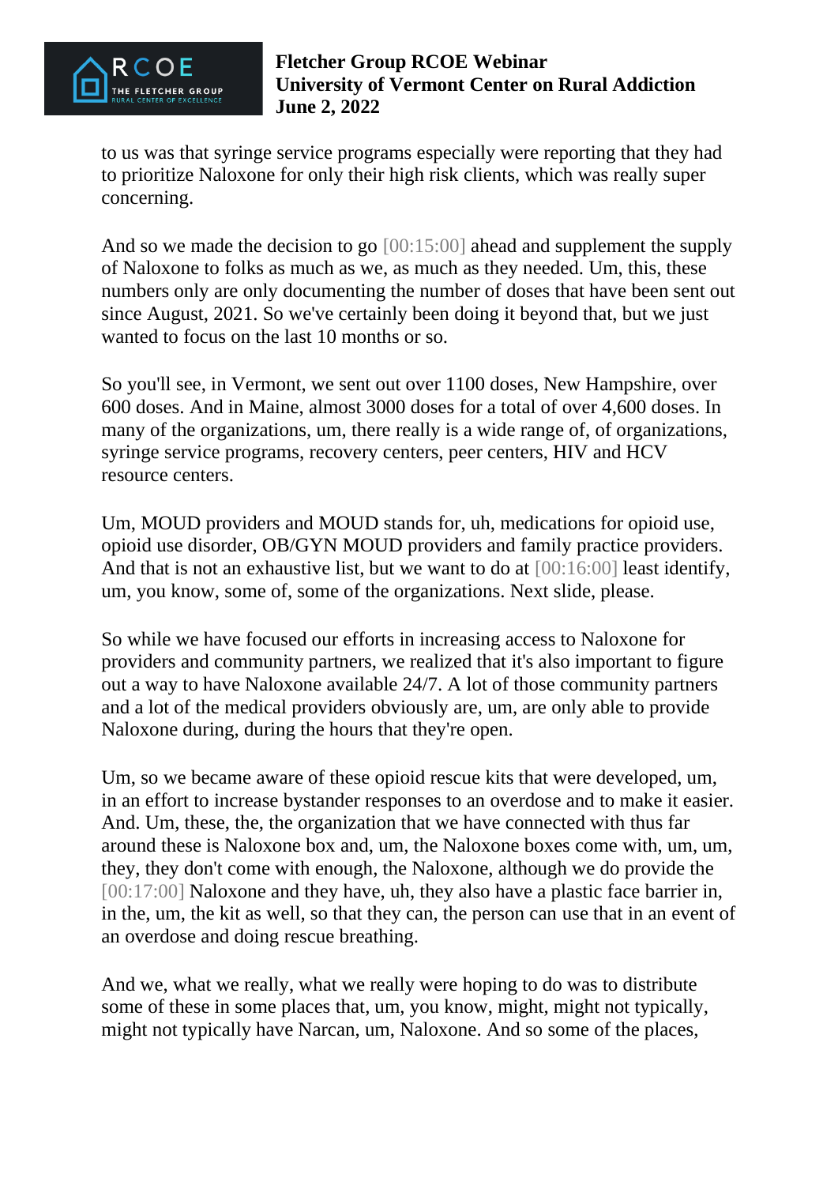to us was that syringe service programs especially were reporting that they had to prioritize Naloxone for only their high risk clients, which was really super concerning.

And so we made the decision to go [00:15:00] ahead and supplement the supply of Naloxone to folks as much as we, as much as they needed. Um, this, these numbers only are only documenting the number of doses that have been sent out since August, 2021. So we've certainly been doing it beyond that, but we just wanted to focus on the last 10 months or so.

So you'll see, in Vermont, we sent out over 1100 doses, New Hampshire, over 600 doses. And in Maine, almost 3000 doses for a total of over 4,600 doses. In many of the organizations, um, there really is a wide range of, of organizations, syringe service programs, recovery centers, peer centers, HIV and HCV resource centers.

Um, MOUD providers and MOUD stands for, uh, medications for opioid use, opioid use disorder, OB/GYN MOUD providers and family practice providers. And that is not an exhaustive list, but we want to do at [00:16:00] least identify, um, you know, some of, some of the organizations. Next slide, please.

So while we have focused our efforts in increasing access to Naloxone for providers and community partners, we realized that it's also important to figure out a way to have Naloxone available 24/7. A lot of those community partners and a lot of the medical providers obviously are, um, are only able to provide Naloxone during, during the hours that they're open.

Um, so we became aware of these opioid rescue kits that were developed, um, in an effort to increase bystander responses to an overdose and to make it easier. And. Um, these, the, the organization that we have connected with thus far around these is Naloxone box and, um, the Naloxone boxes come with, um, um, they, they don't come with enough, the Naloxone, although we do provide the [00:17:00] Naloxone and they have, uh, they also have a plastic face barrier in, in the, um, the kit as well, so that they can, the person can use that in an event of an overdose and doing rescue breathing.

And we, what we really, what we really were hoping to do was to distribute some of these in some places that, um, you know, might, might not typically, might not typically have Narcan, um, Naloxone. And so some of the places,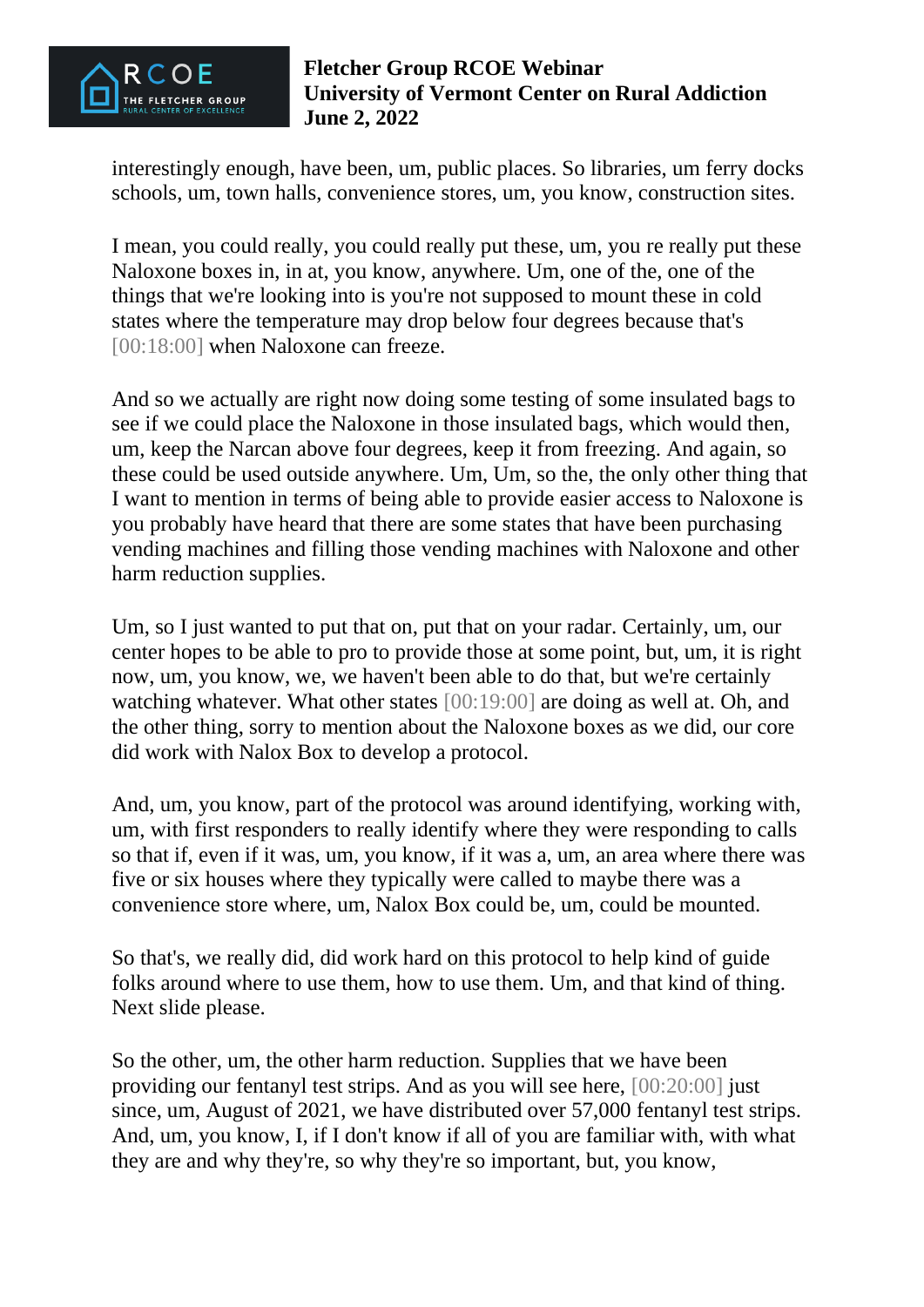interestingly enough, have been, um, public places. So libraries, um ferry docks schools, um, town halls, convenience stores, um, you know, construction sites.

I mean, you could really, you could really put these, um, you re really put these Naloxone boxes in, in at, you know, anywhere. Um, one of the, one of the things that we're looking into is you're not supposed to mount these in cold states where the temperature may drop below four degrees because that's [00:18:00] when Naloxone can freeze.

And so we actually are right now doing some testing of some insulated bags to see if we could place the Naloxone in those insulated bags, which would then, um, keep the Narcan above four degrees, keep it from freezing. And again, so these could be used outside anywhere. Um, Um, so the, the only other thing that I want to mention in terms of being able to provide easier access to Naloxone is you probably have heard that there are some states that have been purchasing vending machines and filling those vending machines with Naloxone and other harm reduction supplies.

Um, so I just wanted to put that on, put that on your radar. Certainly, um, our center hopes to be able to pro to provide those at some point, but, um, it is right now, um, you know, we, we haven't been able to do that, but we're certainly watching whatever. What other states [00:19:00] are doing as well at. Oh, and the other thing, sorry to mention about the Naloxone boxes as we did, our core did work with Nalox Box to develop a protocol.

And, um, you know, part of the protocol was around identifying, working with, um, with first responders to really identify where they were responding to calls so that if, even if it was, um, you know, if it was a, um, an area where there was five or six houses where they typically were called to maybe there was a convenience store where, um, Nalox Box could be, um, could be mounted.

So that's, we really did, did work hard on this protocol to help kind of guide folks around where to use them, how to use them. Um, and that kind of thing. Next slide please.

So the other, um, the other harm reduction. Supplies that we have been providing our fentanyl test strips. And as you will see here, [00:20:00] just since, um, August of 2021, we have distributed over 57,000 fentanyl test strips. And, um, you know, I, if I don't know if all of you are familiar with, with what they are and why they're, so why they're so important, but, you know,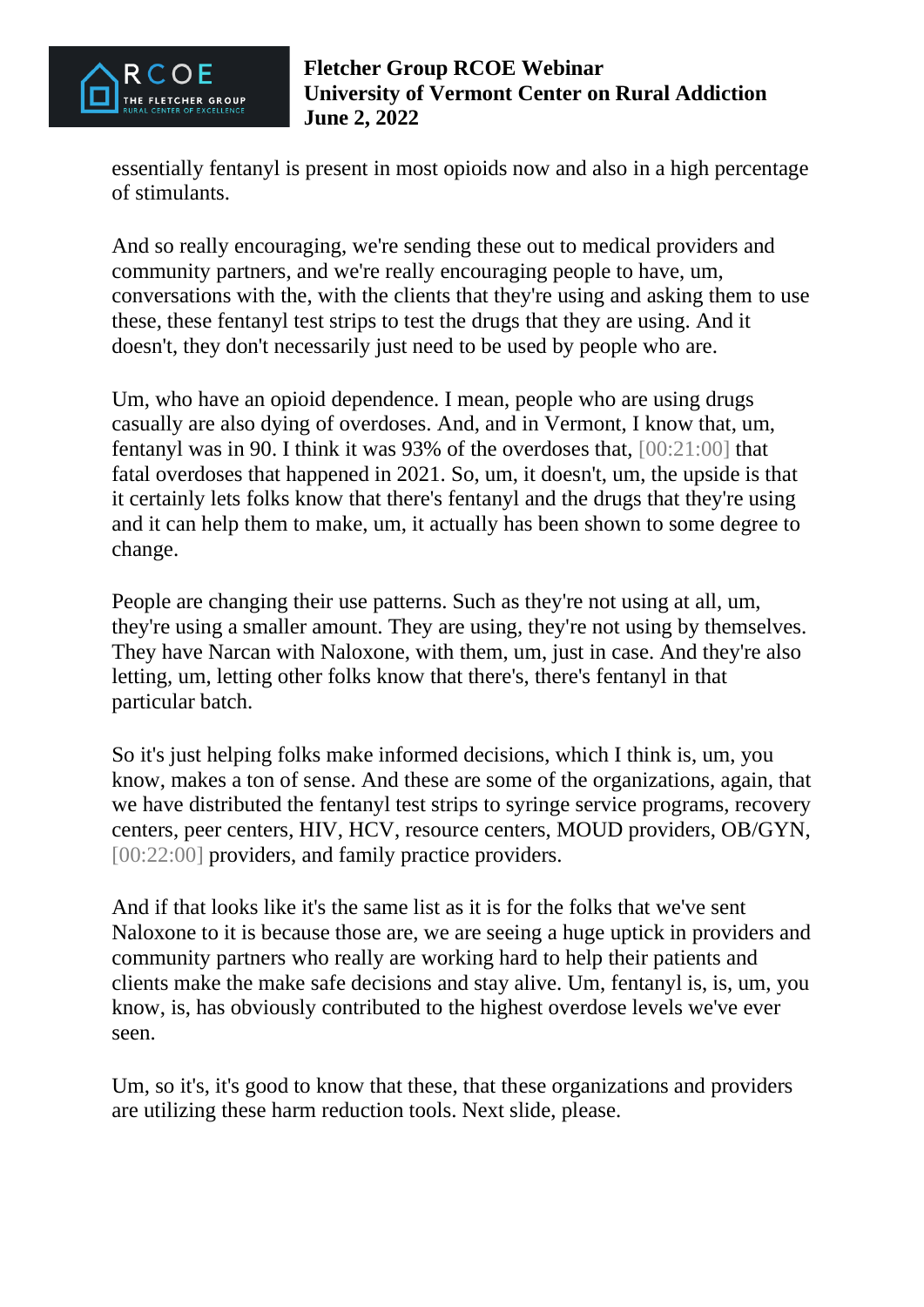essentially fentanyl is present in most opioids now and also in a high percentage of stimulants.

And so really encouraging, we're sending these out to medical providers and community partners, and we're really encouraging people to have, um, conversations with the, with the clients that they're using and asking them to use these, these fentanyl test strips to test the drugs that they are using. And it doesn't, they don't necessarily just need to be used by people who are.

Um, who have an opioid dependence. I mean, people who are using drugs casually are also dying of overdoses. And, and in Vermont, I know that, um, fentanyl was in 90. I think it was 93% of the overdoses that, [00:21:00] that fatal overdoses that happened in 2021. So, um, it doesn't, um, the upside is that it certainly lets folks know that there's fentanyl and the drugs that they're using and it can help them to make, um, it actually has been shown to some degree to change.

People are changing their use patterns. Such as they're not using at all, um, they're using a smaller amount. They are using, they're not using by themselves. They have Narcan with Naloxone, with them, um, just in case. And they're also letting, um, letting other folks know that there's, there's fentanyl in that particular batch.

So it's just helping folks make informed decisions, which I think is, um, you know, makes a ton of sense. And these are some of the organizations, again, that we have distributed the fentanyl test strips to syringe service programs, recovery centers, peer centers, HIV, HCV, resource centers, MOUD providers, OB/GYN, [00:22:00] providers, and family practice providers.

And if that looks like it's the same list as it is for the folks that we've sent Naloxone to it is because those are, we are seeing a huge uptick in providers and community partners who really are working hard to help their patients and clients make the make safe decisions and stay alive. Um, fentanyl is, is, um, you know, is, has obviously contributed to the highest overdose levels we've ever seen.

Um, so it's, it's good to know that these, that these organizations and providers are utilizing these harm reduction tools. Next slide, please.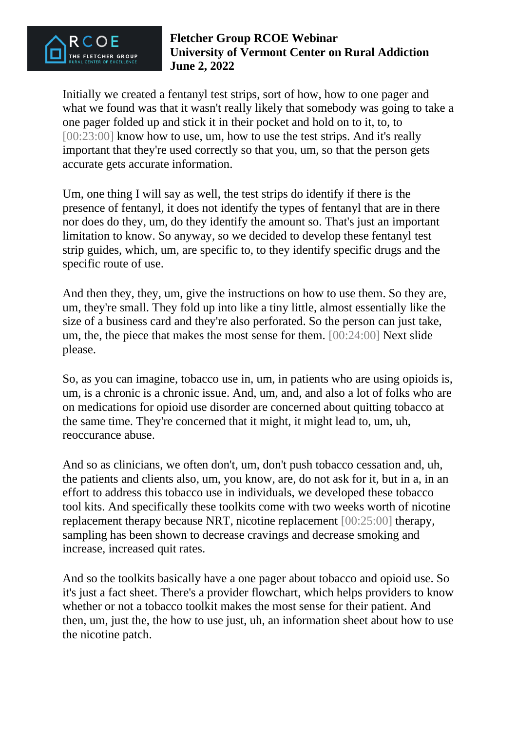Initially we created a fentanyl test strips, sort of how, how to one pager and what we found was that it wasn't really likely that somebody was going to take a one pager folded up and stick it in their pocket and hold on to it, to, to [00:23:00] know how to use, um, how to use the test strips. And it's really important that they're used correctly so that you, um, so that the person gets accurate gets accurate information.

Um, one thing I will say as well, the test strips do identify if there is the presence of fentanyl, it does not identify the types of fentanyl that are in there nor does do they, um, do they identify the amount so. That's just an important limitation to know. So anyway, so we decided to develop these fentanyl test strip guides, which, um, are specific to, to they identify specific drugs and the specific route of use.

And then they, they, um, give the instructions on how to use them. So they are, um, they're small. They fold up into like a tiny little, almost essentially like the size of a business card and they're also perforated. So the person can just take, um, the, the piece that makes the most sense for them. [00:24:00] Next slide please.

So, as you can imagine, tobacco use in, um, in patients who are using opioids is, um, is a chronic is a chronic issue. And, um, and, and also a lot of folks who are on medications for opioid use disorder are concerned about quitting tobacco at the same time. They're concerned that it might, it might lead to, um, uh, reoccurance abuse.

And so as clinicians, we often don't, um, don't push tobacco cessation and, uh, the patients and clients also, um, you know, are, do not ask for it, but in a, in an effort to address this tobacco use in individuals, we developed these tobacco tool kits. And specifically these toolkits come with two weeks worth of nicotine replacement therapy because NRT, nicotine replacement [00:25:00] therapy, sampling has been shown to decrease cravings and decrease smoking and increase, increased quit rates.

And so the toolkits basically have a one pager about tobacco and opioid use. So it's just a fact sheet. There's a provider flowchart, which helps providers to know whether or not a tobacco toolkit makes the most sense for their patient. And then, um, just the, the how to use just, uh, an information sheet about how to use the nicotine patch.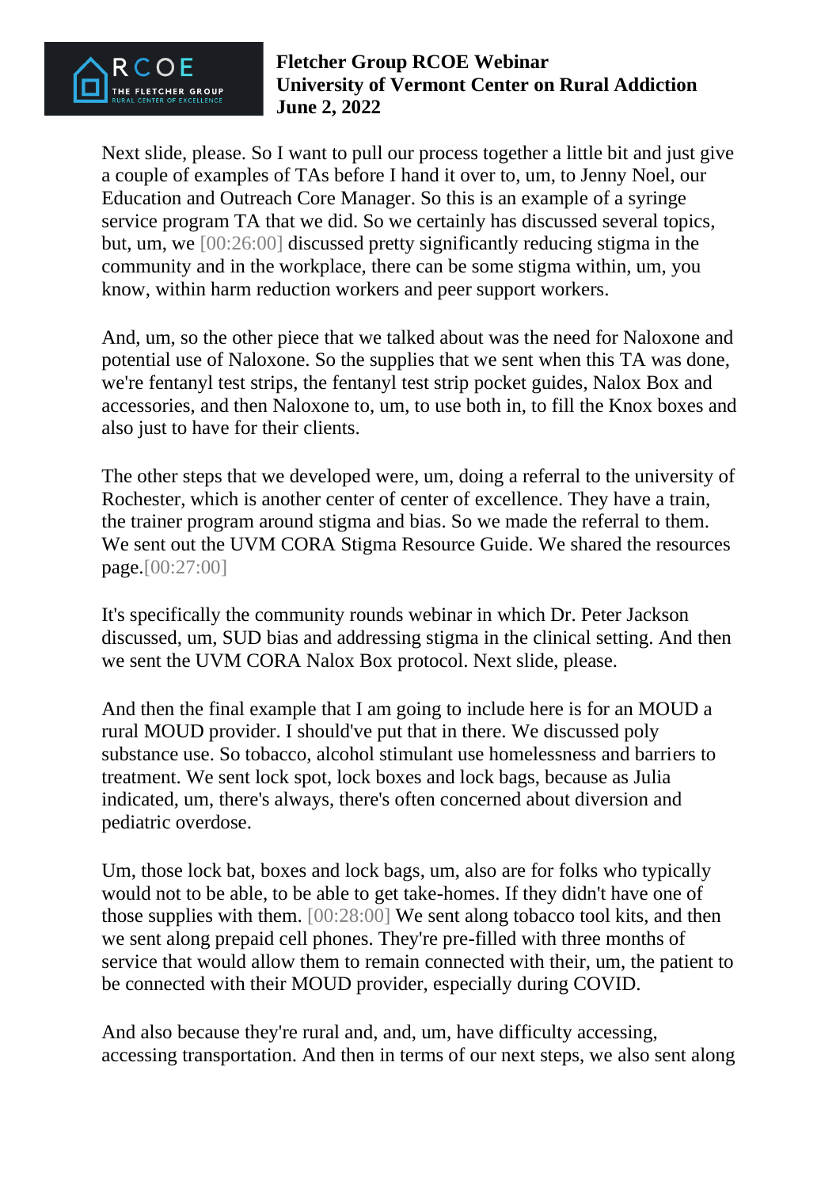Next slide, please. So I want to pull our process together a little bit and just give a couple of examples of TAs before I hand it over to, um, to Jenny Noel, our Education and Outreach Core Manager. So this is an example of a syringe service program TA that we did. So we certainly has discussed several topics, but, um, we [00:26:00] discussed pretty significantly reducing stigma in the community and in the workplace, there can be some stigma within, um, you know, within harm reduction workers and peer support workers.

And, um, so the other piece that we talked about was the need for Naloxone and potential use of Naloxone. So the supplies that we sent when this TA was done, we're fentanyl test strips, the fentanyl test strip pocket guides, Nalox Box and accessories, and then Naloxone to, um, to use both in, to fill the Knox boxes and also just to have for their clients.

The other steps that we developed were, um, doing a referral to the university of Rochester, which is another center of center of excellence. They have a train, the trainer program around stigma and bias. So we made the referral to them. We sent out the UVM CORA Stigma Resource Guide. We shared the resources page.[00:27:00]

It's specifically the community rounds webinar in which Dr. Peter Jackson discussed, um, SUD bias and addressing stigma in the clinical setting. And then we sent the UVM CORA Nalox Box protocol. Next slide, please.

And then the final example that I am going to include here is for an MOUD a rural MOUD provider. I should've put that in there. We discussed poly substance use. So tobacco, alcohol stimulant use homelessness and barriers to treatment. We sent lock spot, lock boxes and lock bags, because as Julia indicated, um, there's always, there's often concerned about diversion and pediatric overdose.

Um, those lock bat, boxes and lock bags, um, also are for folks who typically would not to be able, to be able to get take-homes. If they didn't have one of those supplies with them. [00:28:00] We sent along tobacco tool kits, and then we sent along prepaid cell phones. They're pre-filled with three months of service that would allow them to remain connected with their, um, the patient to be connected with their MOUD provider, especially during COVID.

And also because they're rural and, and, um, have difficulty accessing, accessing transportation. And then in terms of our next steps, we also sent along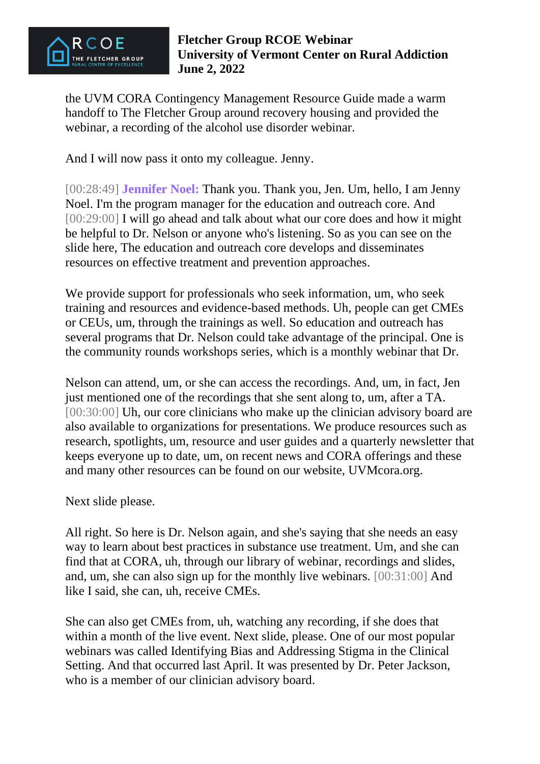the UVM CORA Contingency Management Resource Guide made a warm handoff to The Fletcher Group around recovery housing and provided the webinar, a recording of the alcohol use disorder webinar.

And I will now pass it onto my colleague. Jenny.

[00:28:49] **Jennifer Noel:** Thank you. Thank you, Jen. Um, hello, I am Jenny Noel. I'm the program manager for the education and outreach core. And [00:29:00] I will go ahead and talk about what our core does and how it might be helpful to Dr. Nelson or anyone who's listening. So as you can see on the slide here, The education and outreach core develops and disseminates resources on effective treatment and prevention approaches.

We provide support for professionals who seek information, um, who seek training and resources and evidence-based methods. Uh, people can get CMEs or CEUs, um, through the trainings as well. So education and outreach has several programs that Dr. Nelson could take advantage of the principal. One is the community rounds workshops series, which is a monthly webinar that Dr.

Nelson can attend, um, or she can access the recordings. And, um, in fact, Jen just mentioned one of the recordings that she sent along to, um, after a TA. [00:30:00] Uh, our core clinicians who make up the clinician advisory board are also available to organizations for presentations. We produce resources such as research, spotlights, um, resource and user guides and a quarterly newsletter that keeps everyone up to date, um, on recent news and CORA offerings and these and many other resources can be found on our website, UVMcora.org.

Next slide please.

All right. So here is Dr. Nelson again, and she's saying that she needs an easy way to learn about best practices in substance use treatment. Um, and she can find that at CORA, uh, through our library of webinar, recordings and slides, and, um, she can also sign up for the monthly live webinars. [00:31:00] And like I said, she can, uh, receive CMEs.

She can also get CMEs from, uh, watching any recording, if she does that within a month of the live event. Next slide, please. One of our most popular webinars was called Identifying Bias and Addressing Stigma in the Clinical Setting. And that occurred last April. It was presented by Dr. Peter Jackson, who is a member of our clinician advisory board.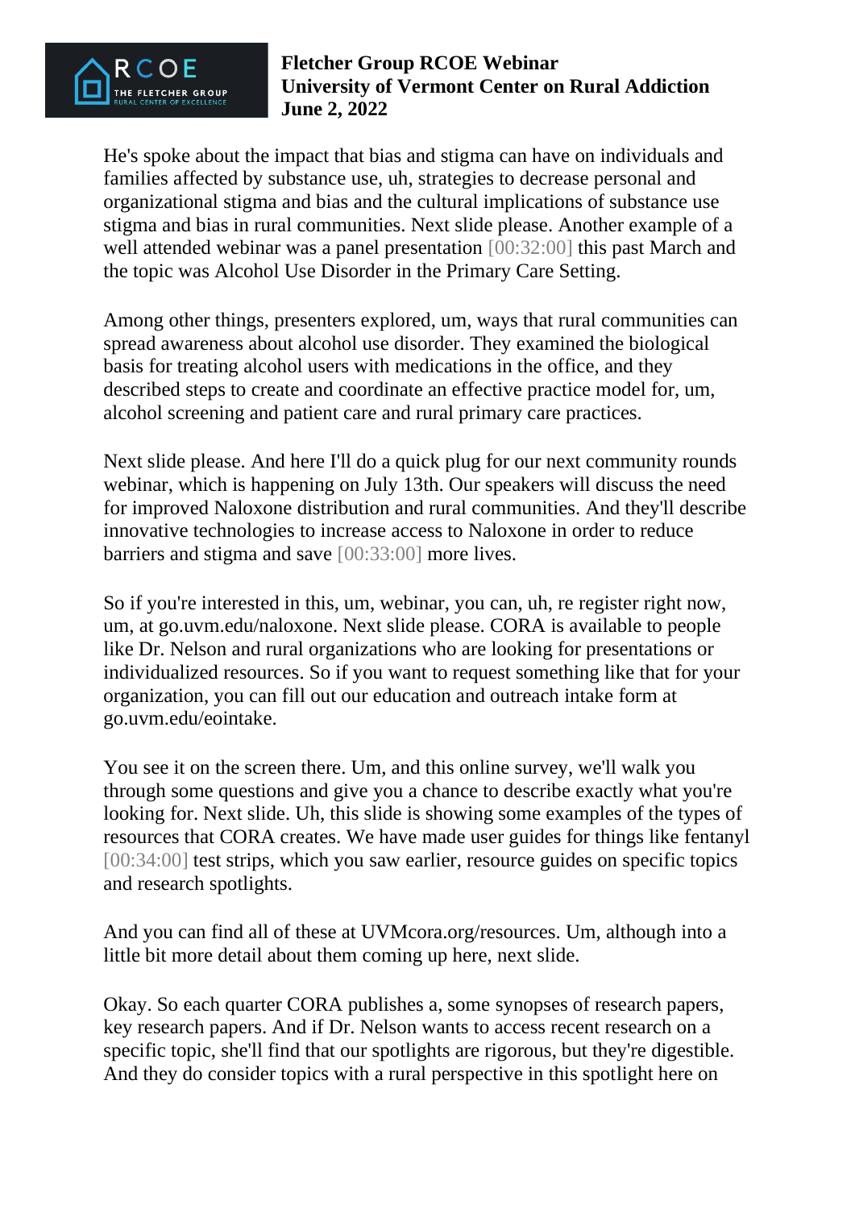He's spoke about the impact that bias and stigma can have on individuals and families affected by substance use, uh, strategies to decrease personal and organizational stigma and bias and the cultural implications of substance use stigma and bias in rural communities. Next slide please. Another example of a well attended webinar was a panel presentation [00:32:00] this past March and the topic was Alcohol Use Disorder in the Primary Care Setting.

Among other things, presenters explored, um, ways that rural communities can spread awareness about alcohol use disorder. They examined the biological basis for treating alcohol users with medications in the office, and they described steps to create and coordinate an effective practice model for, um, alcohol screening and patient care and rural primary care practices.

Next slide please. And here I'll do a quick plug for our next community rounds webinar, which is happening on July 13th. Our speakers will discuss the need for improved Naloxone distribution and rural communities. And they'll describe innovative technologies to increase access to Naloxone in order to reduce barriers and stigma and save [00:33:00] more lives.

So if you're interested in this, um, webinar, you can, uh, re register right now, um, at go.uvm.edu/naloxone. Next slide please. CORA is available to people like Dr. Nelson and rural organizations who are looking for presentations or individualized resources. So if you want to request something like that for your organization, you can fill out our education and outreach intake form at go.uvm.edu/eointake.

You see it on the screen there. Um, and this online survey, we'll walk you through some questions and give you a chance to describe exactly what you're looking for. Next slide. Uh, this slide is showing some examples of the types of resources that CORA creates. We have made user guides for things like fentanyl [00:34:00] test strips, which you saw earlier, resource guides on specific topics and research spotlights.

And you can find all of these at UVMcora.org/resources. Um, although into a little bit more detail about them coming up here, next slide.

Okay. So each quarter CORA publishes a, some synopses of research papers, key research papers. And if Dr. Nelson wants to access recent research on a specific topic, she'll find that our spotlights are rigorous, but they're digestible. And they do consider topics with a rural perspective in this spotlight here on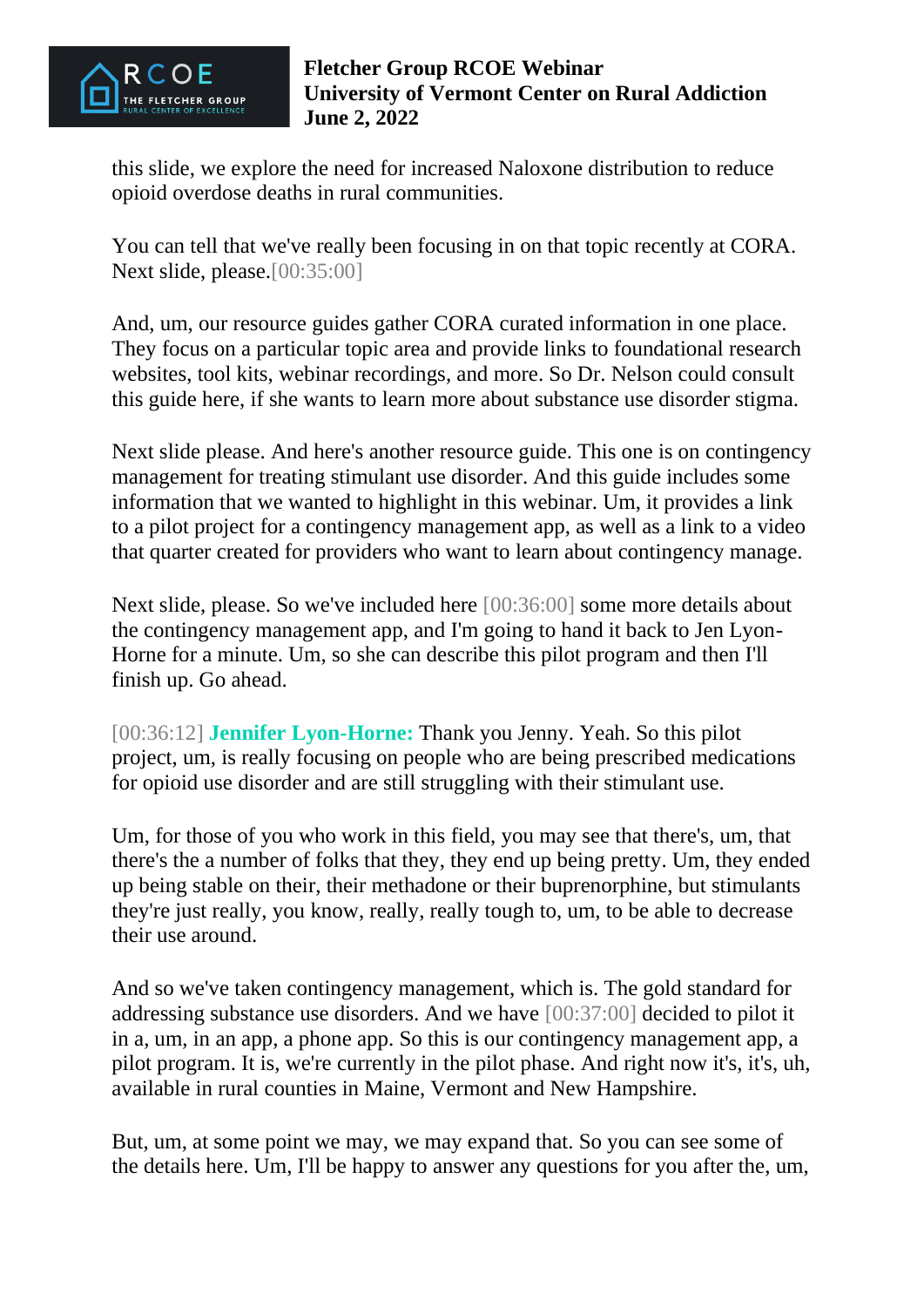this slide, we explore the need for increased Naloxone distribution to reduce opioid overdose deaths in rural communities.

You can tell that we've really been focusing in on that topic recently at CORA. Next slide, please.[00:35:00]

And, um, our resource guides gather CORA curated information in one place. They focus on a particular topic area and provide links to foundational research websites, tool kits, webinar recordings, and more. So Dr. Nelson could consult this guide here, if she wants to learn more about substance use disorder stigma.

Next slide please. And here's another resource guide. This one is on contingency management for treating stimulant use disorder. And this guide includes some information that we wanted to highlight in this webinar. Um, it provides a link to a pilot project for a contingency management app, as well as a link to a video that quarter created for providers who want to learn about contingency manage.

Next slide, please. So we've included here [00:36:00] some more details about the contingency management app, and I'm going to hand it back to Jen Lyon-Horne for a minute. Um, so she can describe this pilot program and then I'll finish up. Go ahead.

[00:36:12] **Jennifer Lyon-Horne:** Thank you Jenny. Yeah. So this pilot project, um, is really focusing on people who are being prescribed medications for opioid use disorder and are still struggling with their stimulant use.

Um, for those of you who work in this field, you may see that there's, um, that there's the a number of folks that they, they end up being pretty. Um, they ended up being stable on their, their methadone or their buprenorphine, but stimulants they're just really, you know, really, really tough to, um, to be able to decrease their use around.

And so we've taken contingency management, which is. The gold standard for addressing substance use disorders. And we have [00:37:00] decided to pilot it in a, um, in an app, a phone app. So this is our contingency management app, a pilot program. It is, we're currently in the pilot phase. And right now it's, it's, uh, available in rural counties in Maine, Vermont and New Hampshire.

But, um, at some point we may, we may expand that. So you can see some of the details here. Um, I'll be happy to answer any questions for you after the, um,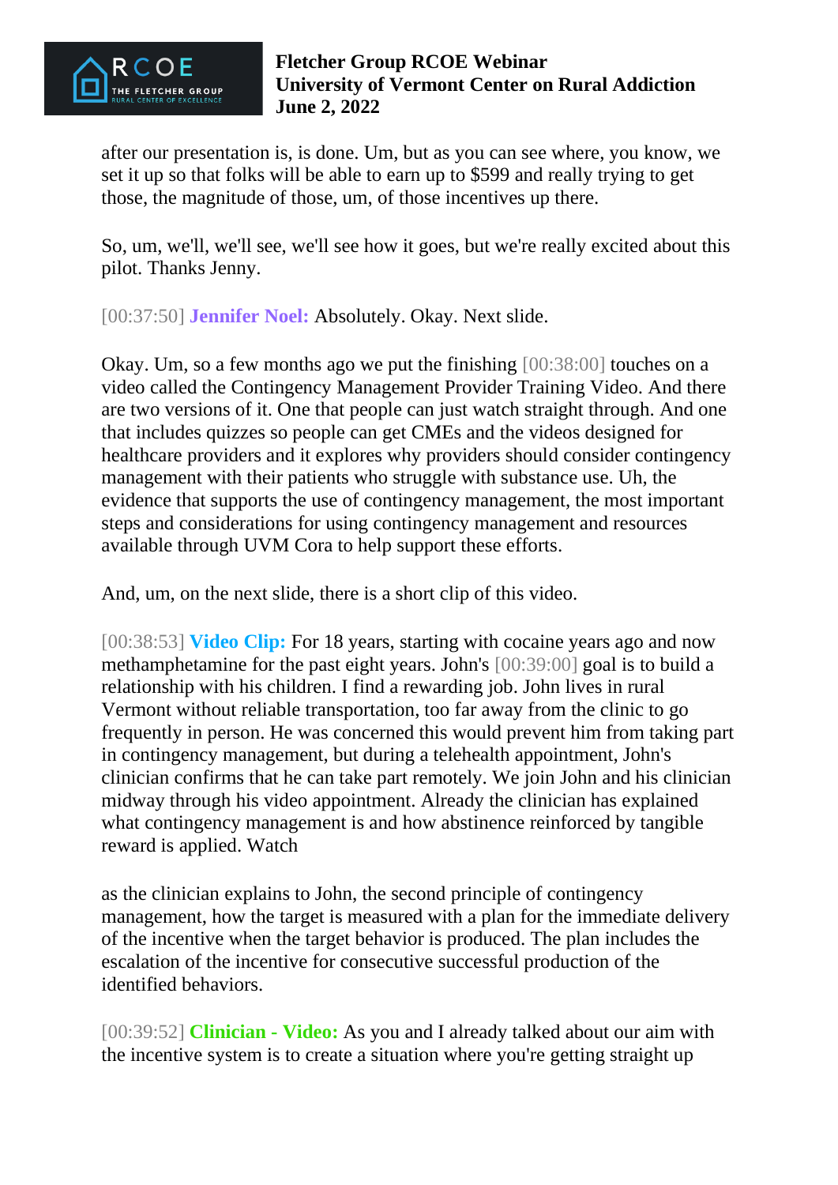after our presentation is, is done. Um, but as you can see where, you know, we set it up so that folks will be able to earn up to $599 and really trying to get those, the magnitude of those, um, of those incentives up there.

So, um, we'll, we'll see, we'll see how it goes, but we're really excited about this pilot. Thanks Jenny.

[00:37:50] **Jennifer Noel:** Absolutely. Okay. Next slide.

Okay. Um, so a few months ago we put the finishing [00:38:00] touches on a video called the Contingency Management Provider Training Video. And there are two versions of it. One that people can just watch straight through. And one that includes quizzes so people can get CMEs and the videos designed for healthcare providers and it explores why providers should consider contingency management with their patients who struggle with substance use. Uh, the evidence that supports the use of contingency management, the most important steps and considerations for using contingency management and resources available through UVM Cora to help support these efforts.

And, um, on the next slide, there is a short clip of this video.

[00:38:53] **Video Clip:** For 18 years, starting with cocaine years ago and now methamphetamine for the past eight years. John's [00:39:00] goal is to build a relationship with his children. I find a rewarding job. John lives in rural Vermont without reliable transportation, too far away from the clinic to go frequently in person. He was concerned this would prevent him from taking part in contingency management, but during a telehealth appointment, John's clinician confirms that he can take part remotely. We join John and his clinician midway through his video appointment. Already the clinician has explained what contingency management is and how abstinence reinforced by tangible reward is applied. Watch

as the clinician explains to John, the second principle of contingency management, how the target is measured with a plan for the immediate delivery of the incentive when the target behavior is produced. The plan includes the escalation of the incentive for consecutive successful production of the identified behaviors.

[00:39:52] **Clinician - Video:** As you and I already talked about our aim with the incentive system is to create a situation where you're getting straight up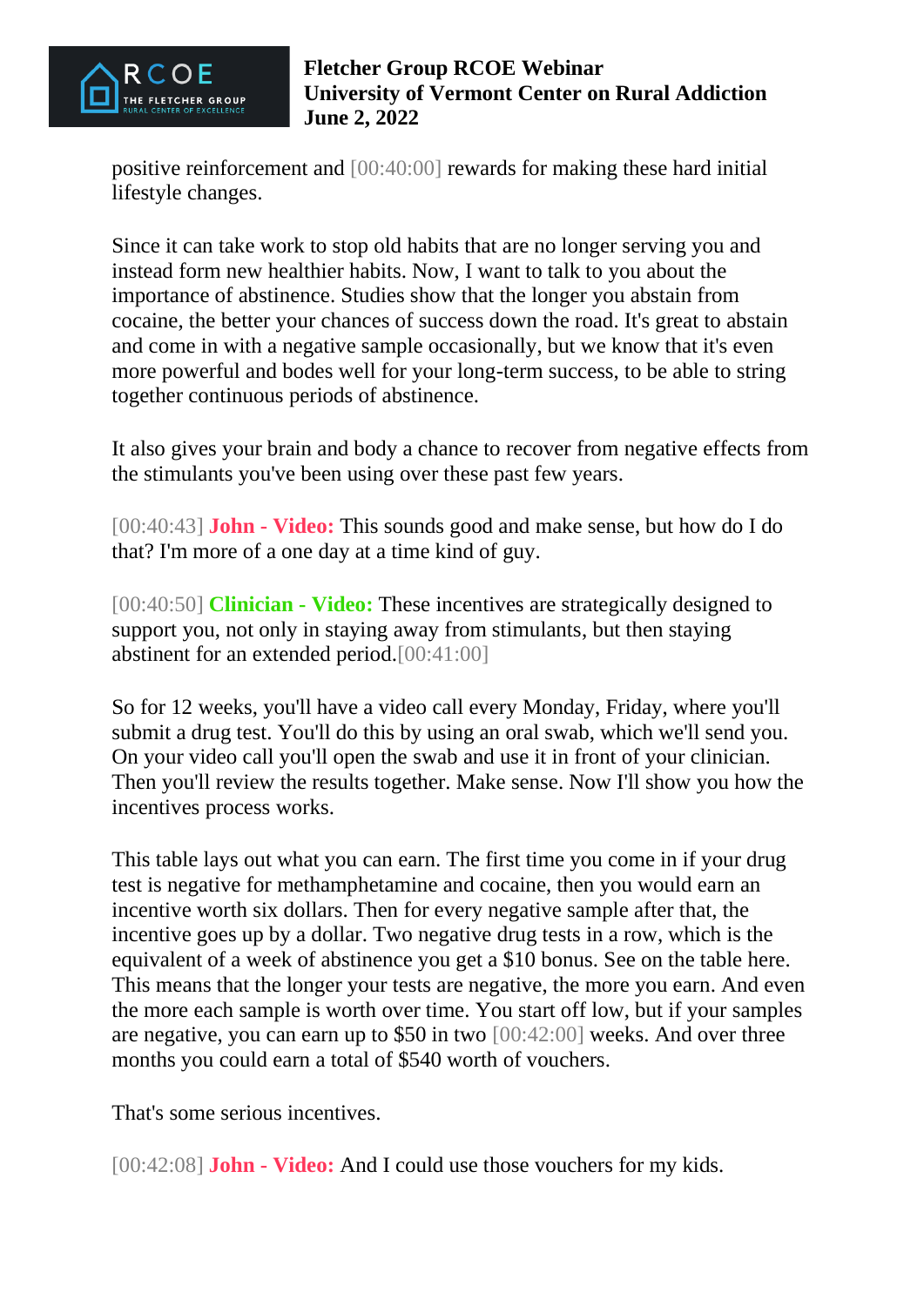positive reinforcement and [00:40:00] rewards for making these hard initial lifestyle changes.

Since it can take work to stop old habits that are no longer serving you and instead form new healthier habits. Now, I want to talk to you about the importance of abstinence. Studies show that the longer you abstain from cocaine, the better your chances of success down the road. It's great to abstain and come in with a negative sample occasionally, but we know that it's even more powerful and bodes well for your long-term success, to be able to string together continuous periods of abstinence.

It also gives your brain and body a chance to recover from negative effects from the stimulants you've been using over these past few years.

[00:40:43] **John - Video:** This sounds good and make sense, but how do I do that? I'm more of a one day at a time kind of guy.

[00:40:50] **Clinician - Video:** These incentives are strategically designed to support you, not only in staying away from stimulants, but then staying abstinent for an extended period.[00:41:00]

So for 12 weeks, you'll have a video call every Monday, Friday, where you'll submit a drug test. You'll do this by using an oral swab, which we'll send you. On your video call you'll open the swab and use it in front of your clinician. Then you'll review the results together. Make sense. Now I'll show you how the incentives process works.

This table lays out what you can earn. The first time you come in if your drug test is negative for methamphetamine and cocaine, then you would earn an incentive worth six dollars. Then for every negative sample after that, the incentive goes up by a dollar. Two negative drug tests in a row, which is the equivalent of a week of abstinence you get a $10 bonus. See on the table here. This means that the longer your tests are negative, the more you earn. And even the more each sample is worth over time. You start off low, but if your samples are negative, you can earn up to $50 in two [00:42:00] weeks. And over three months you could earn a total of $540 worth of vouchers.

That's some serious incentives.

[00:42:08] **John - Video:** And I could use those vouchers for my kids.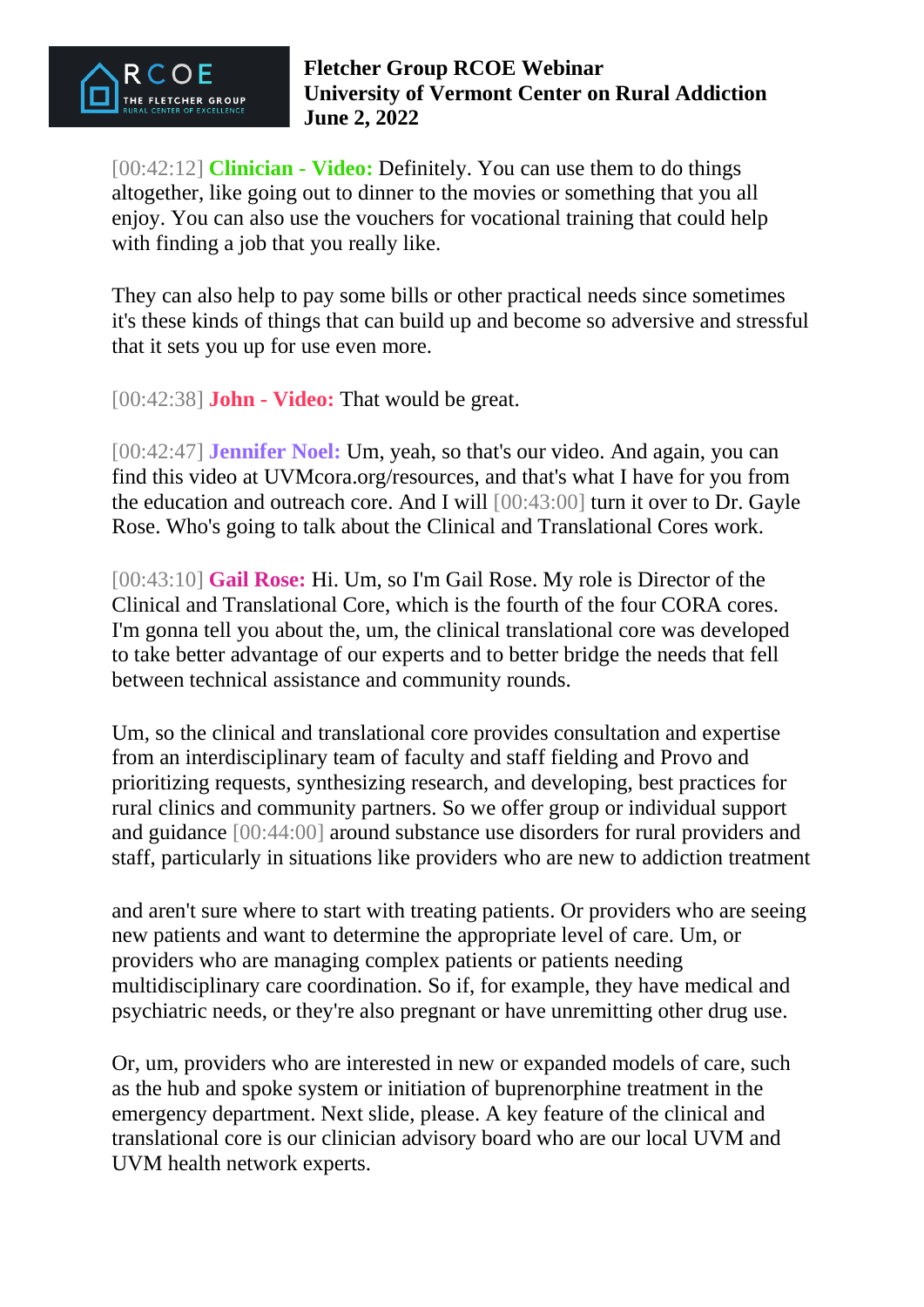[00:42:12] **Clinician - Video:** Definitely. You can use them to do things altogether, like going out to dinner to the movies or something that you all enjoy. You can also use the vouchers for vocational training that could help with finding a job that you really like.

They can also help to pay some bills or other practical needs since sometimes it's these kinds of things that can build up and become so adversive and stressful that it sets you up for use even more.

[00:42:38] **John - Video:** That would be great.

[00:42:47] **Jennifer Noel:** Um, yeah, so that's our video. And again, you can find this video at UVMcora.org/resources, and that's what I have for you from the education and outreach core. And I will [00:43:00] turn it over to Dr. Gayle Rose. Who's going to talk about the Clinical and Translational Cores work.

[00:43:10] **Gail Rose:** Hi. Um, so I'm Gail Rose. My role is Director of the Clinical and Translational Core, which is the fourth of the four CORA cores. I'm gonna tell you about the, um, the clinical translational core was developed to take better advantage of our experts and to better bridge the needs that fell between technical assistance and community rounds.

Um, so the clinical and translational core provides consultation and expertise from an interdisciplinary team of faculty and staff fielding and Provo and prioritizing requests, synthesizing research, and developing, best practices for rural clinics and community partners. So we offer group or individual support and guidance [00:44:00] around substance use disorders for rural providers and staff, particularly in situations like providers who are new to addiction treatment

and aren't sure where to start with treating patients. Or providers who are seeing new patients and want to determine the appropriate level of care. Um, or providers who are managing complex patients or patients needing multidisciplinary care coordination. So if, for example, they have medical and psychiatric needs, or they're also pregnant or have unremitting other drug use.

Or, um, providers who are interested in new or expanded models of care, such as the hub and spoke system or initiation of buprenorphine treatment in the emergency department. Next slide, please. A key feature of the clinical and translational core is our clinician advisory board who are our local UVM and UVM health network experts.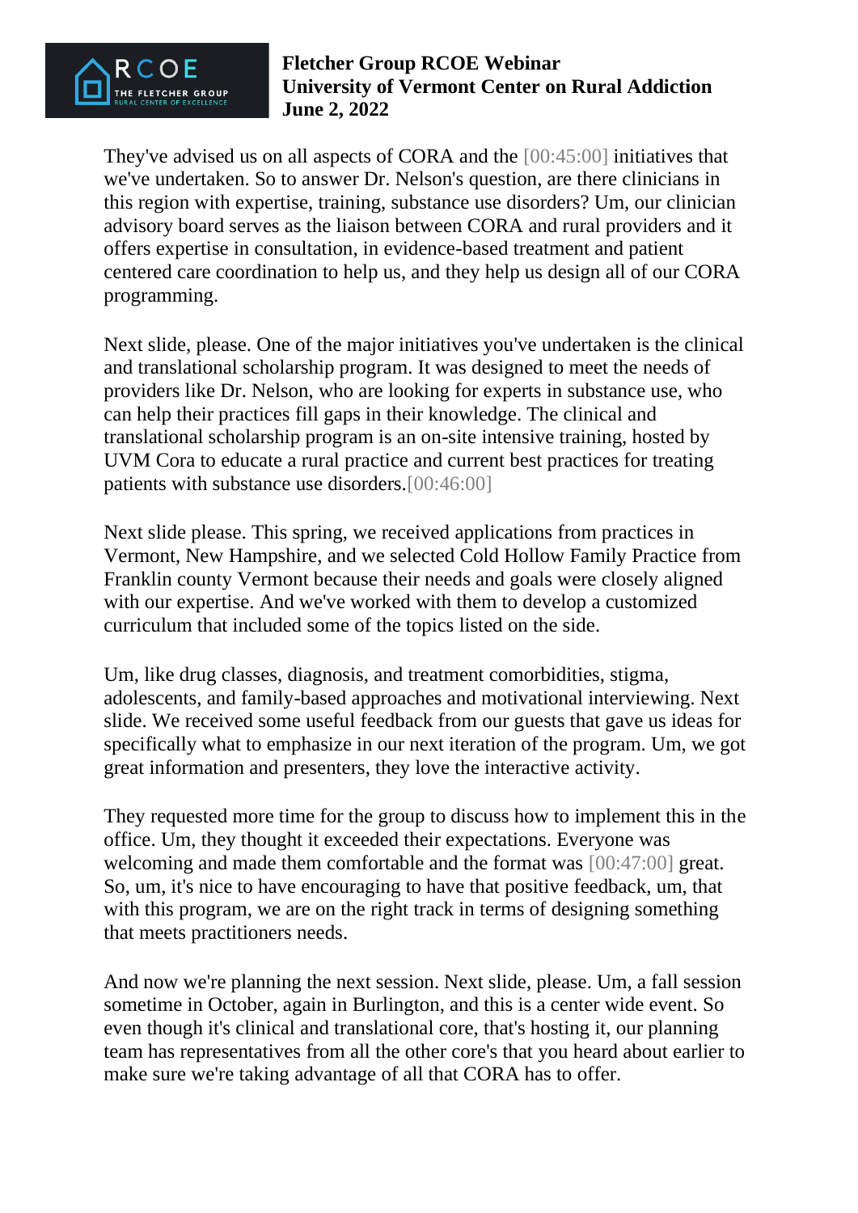They've advised us on all aspects of CORA and the [00:45:00] initiatives that we've undertaken. So to answer Dr. Nelson's question, are there clinicians in this region with expertise, training, substance use disorders? Um, our clinician advisory board serves as the liaison between CORA and rural providers and it offers expertise in consultation, in evidence-based treatment and patient centered care coordination to help us, and they help us design all of our CORA programming.

Next slide, please. One of the major initiatives you've undertaken is the clinical and translational scholarship program. It was designed to meet the needs of providers like Dr. Nelson, who are looking for experts in substance use, who can help their practices fill gaps in their knowledge. The clinical and translational scholarship program is an on-site intensive training, hosted by UVM Cora to educate a rural practice and current best practices for treating patients with substance use disorders.[00:46:00]

Next slide please. This spring, we received applications from practices in Vermont, New Hampshire, and we selected Cold Hollow Family Practice from Franklin county Vermont because their needs and goals were closely aligned with our expertise. And we've worked with them to develop a customized curriculum that included some of the topics listed on the side.

Um, like drug classes, diagnosis, and treatment comorbidities, stigma, adolescents, and family-based approaches and motivational interviewing. Next slide. We received some useful feedback from our guests that gave us ideas for specifically what to emphasize in our next iteration of the program. Um, we got great information and presenters, they love the interactive activity.

They requested more time for the group to discuss how to implement this in the office. Um, they thought it exceeded their expectations. Everyone was welcoming and made them comfortable and the format was [00:47:00] great. So, um, it's nice to have encouraging to have that positive feedback, um, that with this program, we are on the right track in terms of designing something that meets practitioners needs.

And now we're planning the next session. Next slide, please. Um, a fall session sometime in October, again in Burlington, and this is a center wide event. So even though it's clinical and translational core, that's hosting it, our planning team has representatives from all the other core's that you heard about earlier to make sure we're taking advantage of all that CORA has to offer.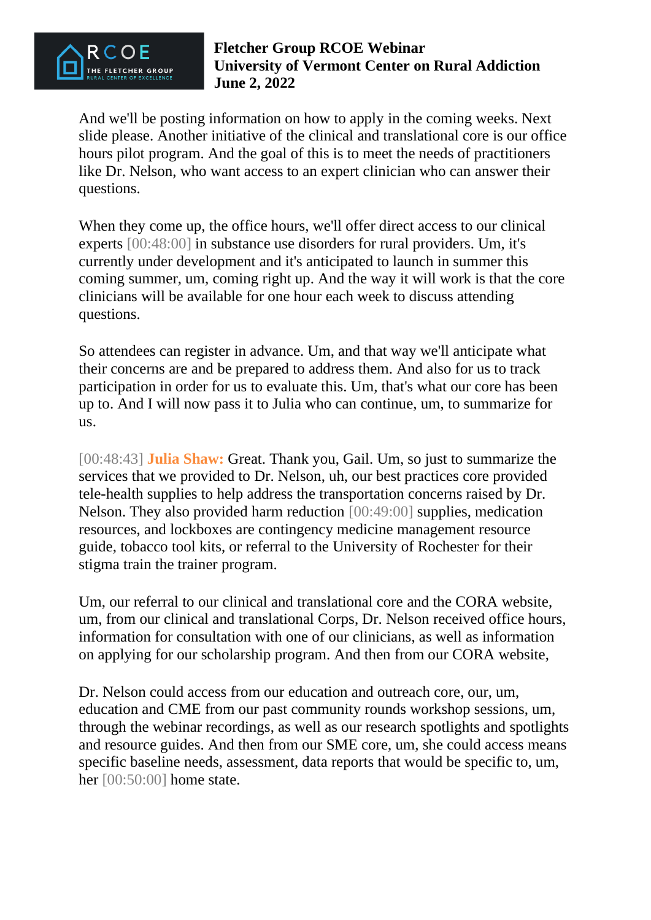And we'll be posting information on how to apply in the coming weeks. Next slide please. Another initiative of the clinical and translational core is our office hours pilot program. And the goal of this is to meet the needs of practitioners like Dr. Nelson, who want access to an expert clinician who can answer their questions.

When they come up, the office hours, we'll offer direct access to our clinical experts [00:48:00] in substance use disorders for rural providers. Um, it's currently under development and it's anticipated to launch in summer this coming summer, um, coming right up. And the way it will work is that the core clinicians will be available for one hour each week to discuss attending questions.

So attendees can register in advance. Um, and that way we'll anticipate what their concerns are and be prepared to address them. And also for us to track participation in order for us to evaluate this. Um, that's what our core has been up to. And I will now pass it to Julia who can continue, um, to summarize for us.

[00:48:43] **Julia Shaw:** Great. Thank you, Gail. Um, so just to summarize the services that we provided to Dr. Nelson, uh, our best practices core provided tele-health supplies to help address the transportation concerns raised by Dr. Nelson. They also provided harm reduction [00:49:00] supplies, medication resources, and lockboxes are contingency medicine management resource guide, tobacco tool kits, or referral to the University of Rochester for their stigma train the trainer program.

Um, our referral to our clinical and translational core and the CORA website, um, from our clinical and translational Corps, Dr. Nelson received office hours, information for consultation with one of our clinicians, as well as information on applying for our scholarship program. And then from our CORA website,

Dr. Nelson could access from our education and outreach core, our, um, education and CME from our past community rounds workshop sessions, um, through the webinar recordings, as well as our research spotlights and spotlights and resource guides. And then from our SME core, um, she could access means specific baseline needs, assessment, data reports that would be specific to, um, her [00:50:00] home state.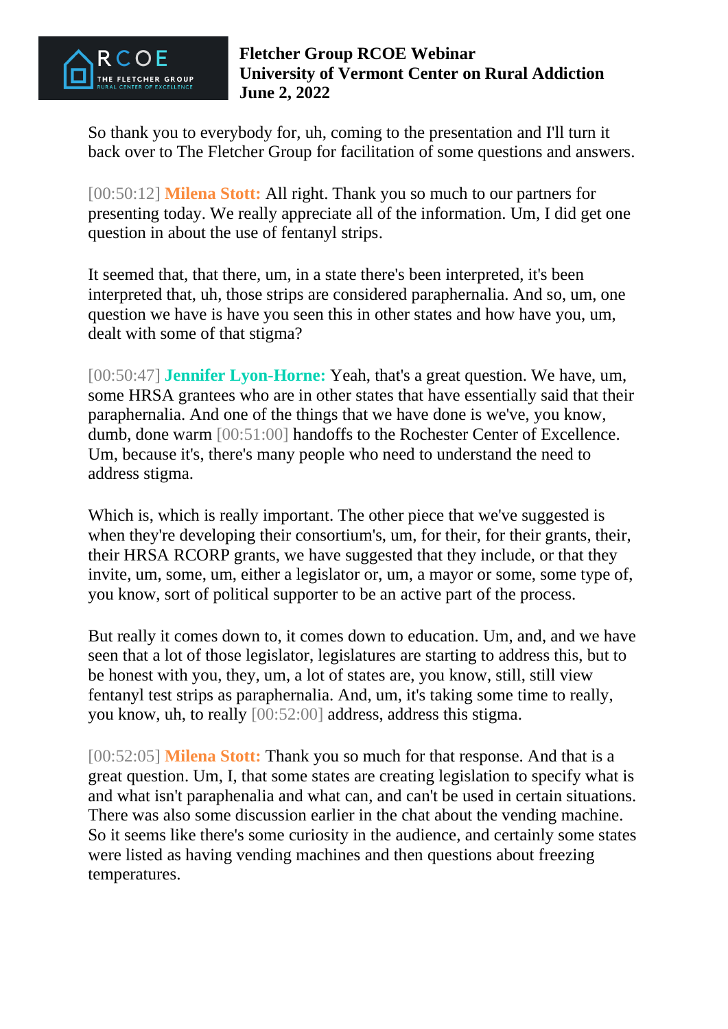So thank you to everybody for, uh, coming to the presentation and I'll turn it back over to The Fletcher Group for facilitation of some questions and answers.

[00:50:12] **Milena Stott:** All right. Thank you so much to our partners for presenting today. We really appreciate all of the information. Um, I did get one question in about the use of fentanyl strips.

It seemed that, that there, um, in a state there's been interpreted, it's been interpreted that, uh, those strips are considered paraphernalia. And so, um, one question we have is have you seen this in other states and how have you, um, dealt with some of that stigma?

[00:50:47] **Jennifer Lyon-Horne:** Yeah, that's a great question. We have, um, some HRSA grantees who are in other states that have essentially said that their paraphernalia. And one of the things that we have done is we've, you know, dumb, done warm [00:51:00] handoffs to the Rochester Center of Excellence. Um, because it's, there's many people who need to understand the need to address stigma.

Which is, which is really important. The other piece that we've suggested is when they're developing their consortium's, um, for their, for their grants, their, their HRSA RCORP grants, we have suggested that they include, or that they invite, um, some, um, either a legislator or, um, a mayor or some, some type of, you know, sort of political supporter to be an active part of the process.

But really it comes down to, it comes down to education. Um, and, and we have seen that a lot of those legislator, legislatures are starting to address this, but to be honest with you, they, um, a lot of states are, you know, still, still view fentanyl test strips as paraphernalia. And, um, it's taking some time to really, you know, uh, to really [00:52:00] address, address this stigma.

[00:52:05] **Milena Stott:** Thank you so much for that response. And that is a great question. Um, I, that some states are creating legislation to specify what is and what isn't paraphenalia and what can, and can't be used in certain situations. There was also some discussion earlier in the chat about the vending machine. So it seems like there's some curiosity in the audience, and certainly some states were listed as having vending machines and then questions about freezing temperatures.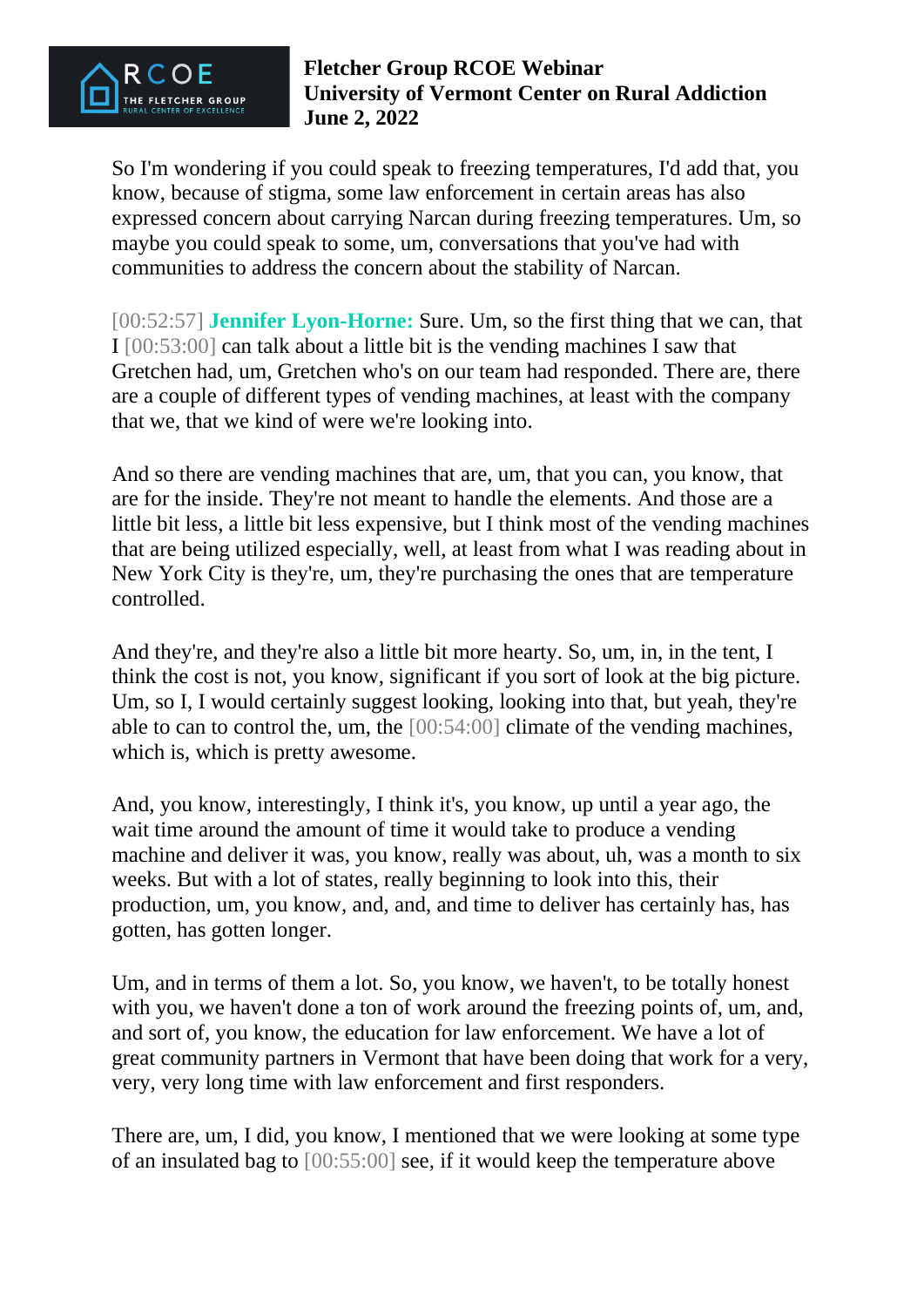So I'm wondering if you could speak to freezing temperatures, I'd add that, you know, because of stigma, some law enforcement in certain areas has also expressed concern about carrying Narcan during freezing temperatures. Um, so maybe you could speak to some, um, conversations that you've had with communities to address the concern about the stability of Narcan.

[00:52:57] **Jennifer Lyon-Horne:** Sure. Um, so the first thing that we can, that I [00:53:00] can talk about a little bit is the vending machines I saw that Gretchen had, um, Gretchen who's on our team had responded. There are, there are a couple of different types of vending machines, at least with the company that we, that we kind of were we're looking into.

And so there are vending machines that are, um, that you can, you know, that are for the inside. They're not meant to handle the elements. And those are a little bit less, a little bit less expensive, but I think most of the vending machines that are being utilized especially, well, at least from what I was reading about in New York City is they're, um, they're purchasing the ones that are temperature controlled.

And they're, and they're also a little bit more hearty. So, um, in, in the tent, I think the cost is not, you know, significant if you sort of look at the big picture. Um, so I, I would certainly suggest looking, looking into that, but yeah, they're able to can to control the, um, the [00:54:00] climate of the vending machines, which is, which is pretty awesome.

And, you know, interestingly, I think it's, you know, up until a year ago, the wait time around the amount of time it would take to produce a vending machine and deliver it was, you know, really was about, uh, was a month to six weeks. But with a lot of states, really beginning to look into this, their production, um, you know, and, and, and time to deliver has certainly has, has gotten, has gotten longer.

Um, and in terms of them a lot. So, you know, we haven't, to be totally honest with you, we haven't done a ton of work around the freezing points of, um, and, and sort of, you know, the education for law enforcement. We have a lot of great community partners in Vermont that have been doing that work for a very, very, very long time with law enforcement and first responders.

There are, um, I did, you know, I mentioned that we were looking at some type of an insulated bag to [00:55:00] see, if it would keep the temperature above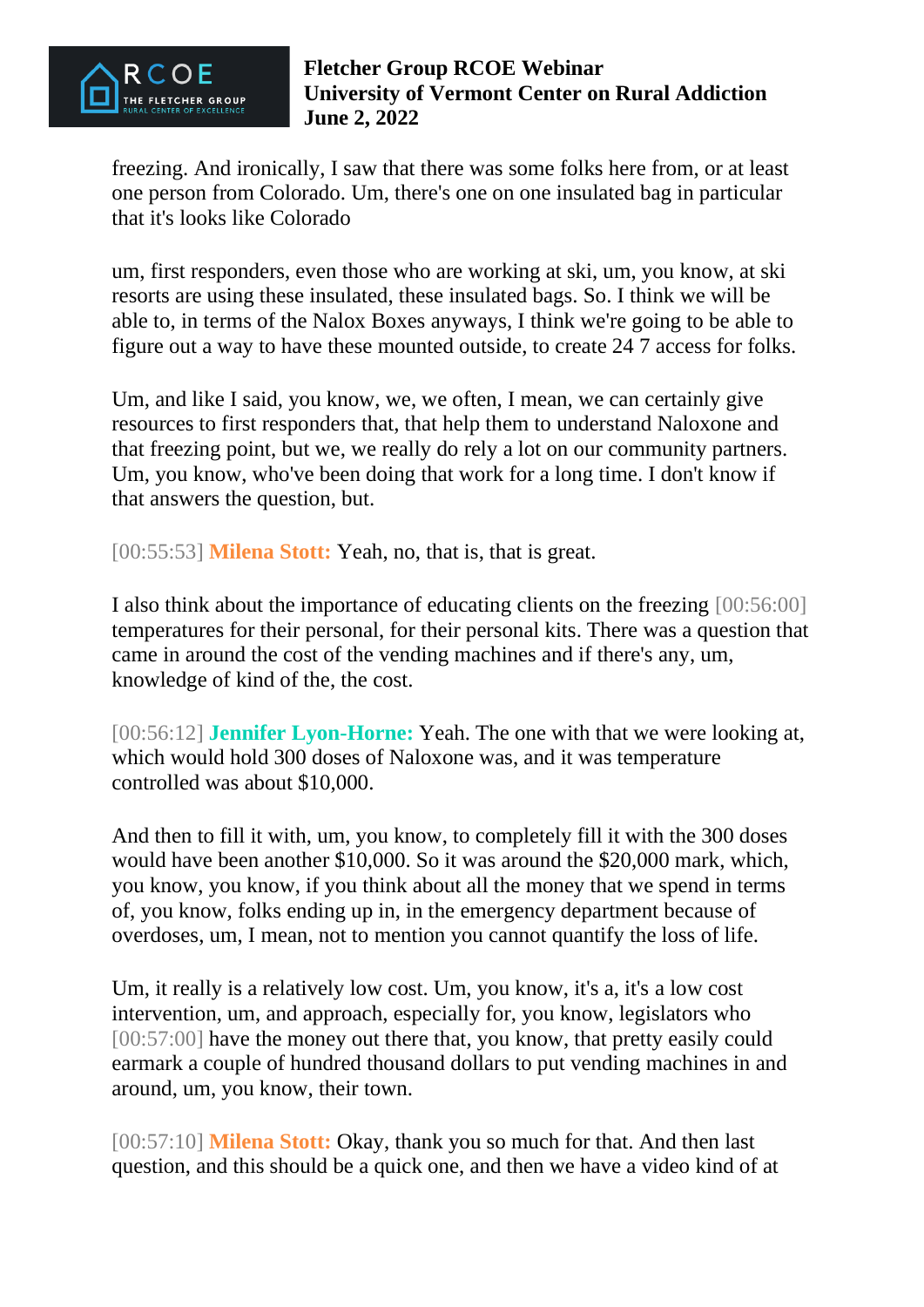freezing. And ironically, I saw that there was some folks here from, or at least one person from Colorado. Um, there's one on one insulated bag in particular that it's looks like Colorado

um, first responders, even those who are working at ski, um, you know, at ski resorts are using these insulated, these insulated bags. So. I think we will be able to, in terms of the Nalox Boxes anyways, I think we're going to be able to figure out a way to have these mounted outside, to create 24 7 access for folks.

Um, and like I said, you know, we, we often, I mean, we can certainly give resources to first responders that, that help them to understand Naloxone and that freezing point, but we, we really do rely a lot on our community partners. Um, you know, who've been doing that work for a long time. I don't know if that answers the question, but.

[00:55:53] **Milena Stott:** Yeah, no, that is, that is great.

I also think about the importance of educating clients on the freezing [00:56:00] temperatures for their personal, for their personal kits. There was a question that came in around the cost of the vending machines and if there's any, um, knowledge of kind of the, the cost.

[00:56:12] **Jennifer Lyon-Horne:** Yeah. The one with that we were looking at, which would hold 300 doses of Naloxone was, and it was temperature controlled was about $10,000.

And then to fill it with, um, you know, to completely fill it with the 300 doses would have been another $10,000. So it was around the $20,000 mark, which, you know, you know, if you think about all the money that we spend in terms of, you know, folks ending up in, in the emergency department because of overdoses, um, I mean, not to mention you cannot quantify the loss of life.

Um, it really is a relatively low cost. Um, you know, it's a, it's a low cost intervention, um, and approach, especially for, you know, legislators who [00:57:00] have the money out there that, you know, that pretty easily could earmark a couple of hundred thousand dollars to put vending machines in and around, um, you know, their town.

[00:57:10] **Milena Stott:** Okay, thank you so much for that. And then last question, and this should be a quick one, and then we have a video kind of at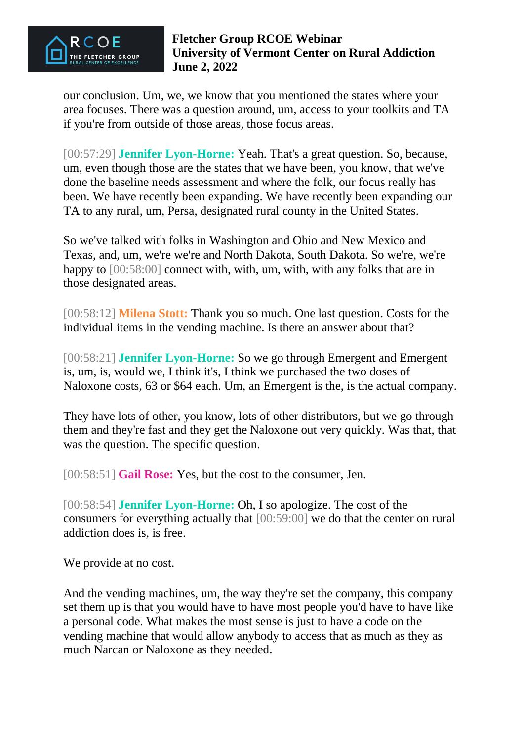our conclusion. Um, we, we know that you mentioned the states where your area focuses. There was a question around, um, access to your toolkits and TA if you're from outside of those areas, those focus areas.

[00:57:29] **Jennifer Lyon-Horne:** Yeah. That's a great question. So, because, um, even though those are the states that we have been, you know, that we've done the baseline needs assessment and where the folk, our focus really has been. We have recently been expanding. We have recently been expanding our TA to any rural, um, Persa, designated rural county in the United States.

So we've talked with folks in Washington and Ohio and New Mexico and Texas, and, um, we're we're and North Dakota, South Dakota. So we're, we're happy to [00:58:00] connect with, with, um, with, with any folks that are in those designated areas.

[00:58:12] **Milena Stott:** Thank you so much. One last question. Costs for the individual items in the vending machine. Is there an answer about that?

[00:58:21] **Jennifer Lyon-Horne:** So we go through Emergent and Emergent is, um, is, would we, I think it's, I think we purchased the two doses of Naloxone costs, 63 or $64 each. Um, an Emergent is the, is the actual company.

They have lots of other, you know, lots of other distributors, but we go through them and they're fast and they get the Naloxone out very quickly. Was that, that was the question. The specific question.

[00:58:51] **Gail Rose:** Yes, but the cost to the consumer, Jen.

[00:58:54] **Jennifer Lyon-Horne:** Oh, I so apologize. The cost of the consumers for everything actually that [00:59:00] we do that the center on rural addiction does is, is free.

We provide at no cost.

And the vending machines, um, the way they're set the company, this company set them up is that you would have to have most people you'd have to have like a personal code. What makes the most sense is just to have a code on the vending machine that would allow anybody to access that as much as they as much Narcan or Naloxone as they needed.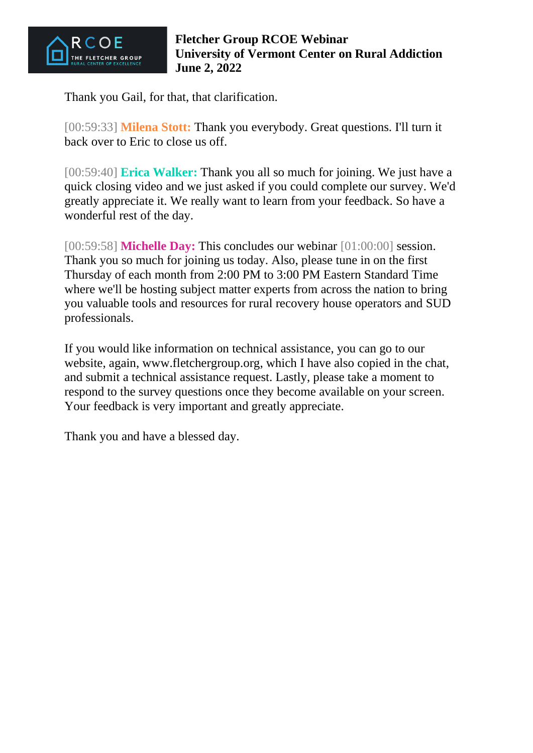Thank you Gail, for that, that clarification.

[00:59:33] **Milena Stott:** Thank you everybody. Great questions. I'll turn it back over to Eric to close us off.

[00:59:40] **Erica Walker:** Thank you all so much for joining. We just have a quick closing video and we just asked if you could complete our survey. We'd greatly appreciate it. We really want to learn from your feedback. So have a wonderful rest of the day.

[00:59:58] **Michelle Day:** This concludes our webinar [01:00:00] session. Thank you so much for joining us today. Also, please tune in on the first Thursday of each month from 2:00 PM to 3:00 PM Eastern Standard Time where we'll be hosting subject matter experts from across the nation to bring you valuable tools and resources for rural recovery house operators and SUD professionals.

If you would like information on technical assistance, you can go to our website, again, www.fletchergroup.org, which I have also copied in the chat, and submit a technical assistance request. Lastly, please take a moment to respond to the survey questions once they become available on your screen. Your feedback is very important and greatly appreciate.

Thank you and have a blessed day.